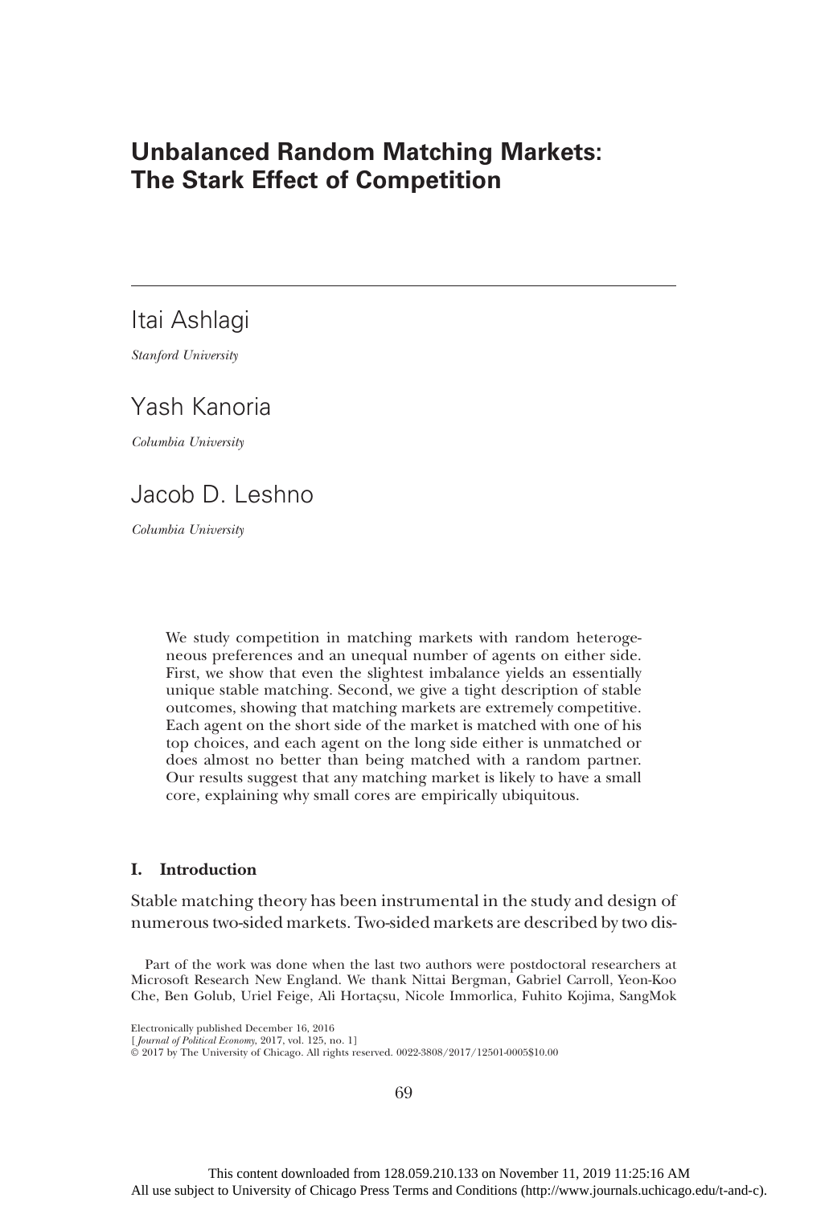# Unbalanced Random Matching Markets: The Stark Effect of Competition

Itai Ashlagi

*Stanford University*

Yash Kanoria

*Columbia University*

Jacob D. Leshno

*Columbia University*

We study competition in matching markets with random heterogeneous preferences and an unequal number of agents on either side. First, we show that even the slightest imbalance yields an essentially unique stable matching. Second, we give a tight description of stable outcomes, showing that matching markets are extremely competitive. Each agent on the short side of the market is matched with one of his top choices, and each agent on the long side either is unmatched or does almost no better than being matched with a random partner. Our results suggest that any matching market is likely to have a small core, explaining why small cores are empirically ubiquitous.

## I. Introduction

Stable matching theory has been instrumental in the study and design of numerous two-sided markets. Two-sided markets are described by two dis-

Part of the work was done when the last two authors were postdoctoral researchers at Microsoft Research New England. We thank Nittai Bergman, Gabriel Carroll, Yeon-Koo Che, Ben Golub, Uriel Feige, Ali Hortaçsu, Nicole Immorlica, Fuhito Kojima, SangMok

Electronically published December 16, 2016
[*Journal of Political Economy*, 2017, vol. 125, no. 1]
© 2017 by The University of Chicago. All rights reserved. 0022-3808/2017/12501-0005$10.00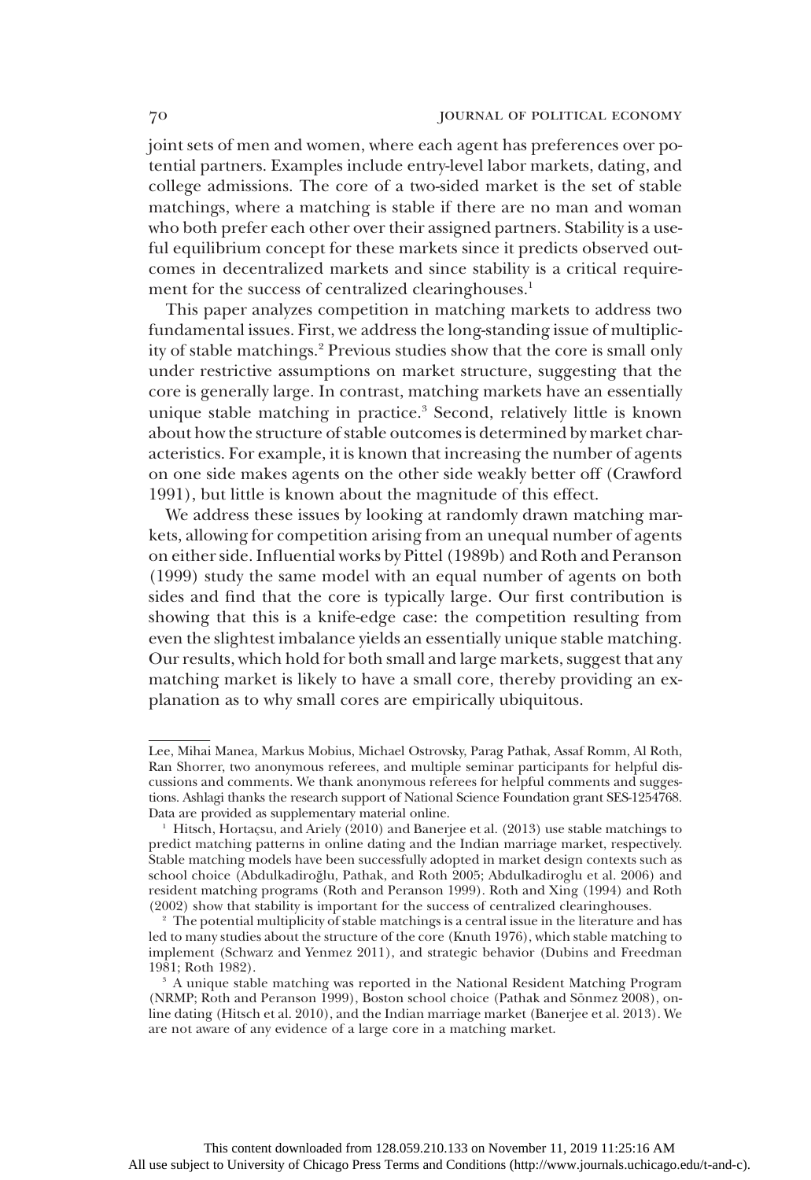joint sets of men and women, where each agent has preferences over potential partners. Examples include entry-level labor markets, dating, and college admissions. The core of a two-sided market is the set of stable matchings, where a matching is stable if there are no man and woman who both prefer each other over their assigned partners. Stability is a useful equilibrium concept for these markets since it predicts observed outcomes in decentralized markets and since stability is a critical requirement for the success of centralized clearinghouses.[1]

This paper analyzes competition in matching markets to address two fundamental issues. First, we address the long-standing issue of multiplicity of stable matchings.[2] Previous studies show that the core is small only under restrictive assumptions on market structure, suggesting that the core is generally large. In contrast, matching markets have an essentially unique stable matching in practice.[3] Second, relatively little is known about how the structure of stable outcomes is determined by market characteristics. For example, it is known that increasing the number of agents on one side makes agents on the other side weakly better off (Crawford 1991), but little is known about the magnitude of this effect.

We address these issues by looking at randomly drawn matching markets, allowing for competition arising from an unequal number of agents on either side. Influential works by Pittel (1989b) and Roth and Peranson (1999) study the same model with an equal number of agents on both sides and find that the core is typically large. Our first contribution is showing that this is a knife-edge case: the competition resulting from even the slightest imbalance yields an essentially unique stable matching. Our results, which hold for both small and large markets, suggest that any matching market is likely to have a small core, thereby providing an explanation as to why small cores are empirically ubiquitous.

---

Lee, Mihai Manea, Markus Mobius, Michael Ostrovsky, Parag Pathak, Assaf Romm, Al Roth, Ran Shorrer, two anonymous referees, and multiple seminar participants for helpful discussions and comments. We thank anonymous referees for helpful comments and suggestions. Ashlagi thanks the research support of National Science Foundation grant SES-1254768. Data are provided as supplementary material online.

[1] Hitsch, Hortaçsu, and Ariely (2010) and Banerjee et al. (2013) use stable matchings to predict matching patterns in online dating and the Indian marriage market, respectively. Stable matching models have been successfully adopted in market design contexts such as school choice (Abdulkadiroğlu, Pathak, and Roth 2005; Abdulkadiroglu et al. 2006) and resident matching programs (Roth and Peranson 1999). Roth and Xing (1994) and Roth (2002) show that stability is important for the success of centralized clearinghouses.

[2] The potential multiplicity of stable matchings is a central issue in the literature and has led to many studies about the structure of the core (Knuth 1976), which stable matching to implement (Schwarz and Yenmez 2011), and strategic behavior (Dubins and Freedman 1981; Roth 1982).

[3] A unique stable matching was reported in the National Resident Matching Program (NRMP; Roth and Peranson 1999), Boston school choice (Pathak and Sönmez 2008), online dating (Hitsch et al. 2010), and the Indian marriage market (Banerjee et al. 2013). We are not aware of any evidence of a large core in a matching market.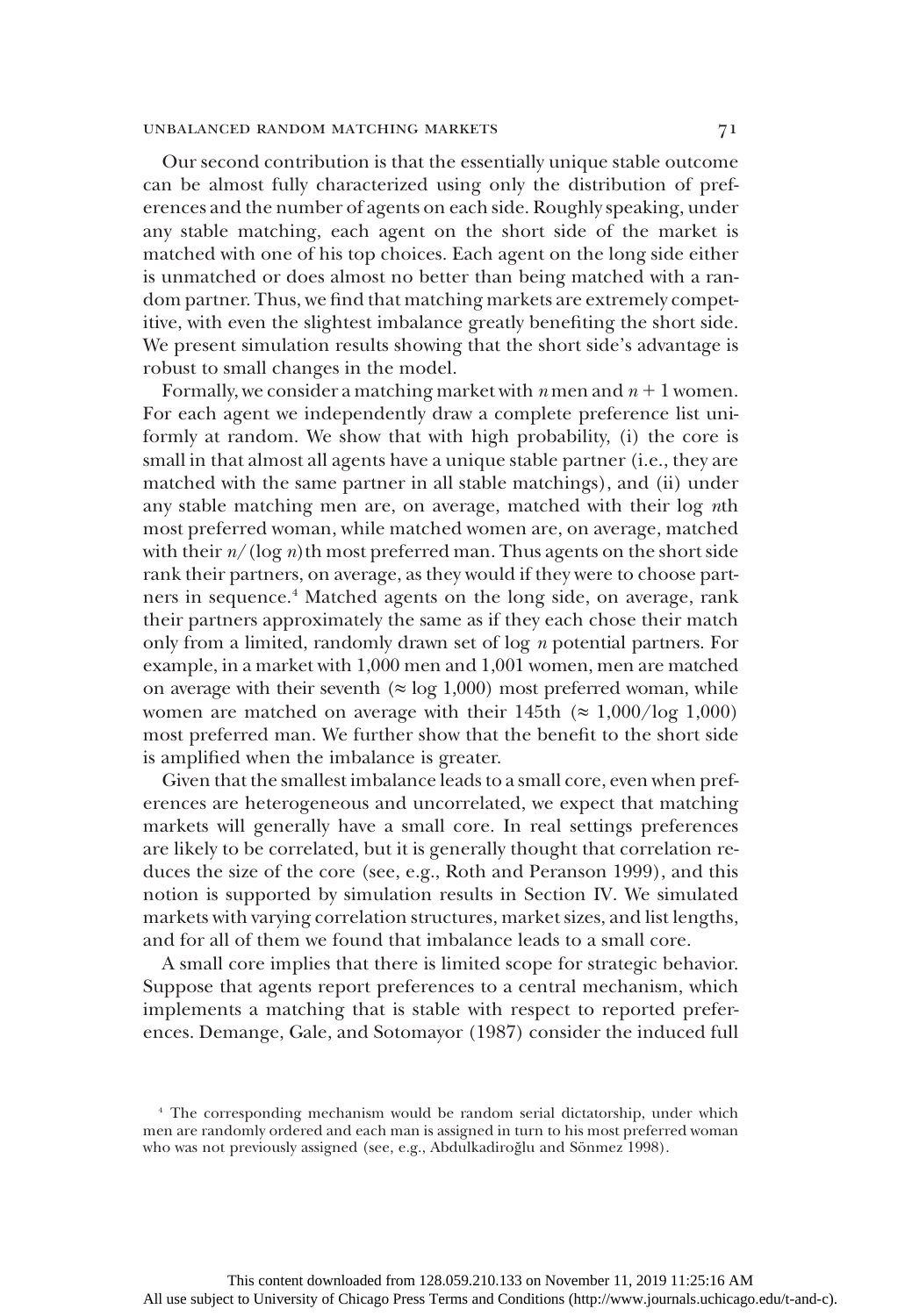Our second contribution is that the essentially unique stable outcome can be almost fully characterized using only the distribution of preferences and the number of agents on each side. Roughly speaking, under any stable matching, each agent on the short side of the market is matched with one of his top choices. Each agent on the long side either is unmatched or does almost no better than being matched with a random partner. Thus, we find that matching markets are extremely competitive, with even the slightest imbalance greatly benefiting the short side. We present simulation results showing that the short side's advantage is robust to small changes in the model.

Formally, we consider a matching market with $n$ men and $n + 1$ women. For each agent we independently draw a complete preference list uniformly at random. We show that with high probability, (i) the core is small in that almost all agents have a unique stable partner (i.e., they are matched with the same partner in all stable matchings), and (ii) under any stable matching men are, on average, matched with their $\log n$th most preferred woman, while matched women are, on average, matched with their $n/(\log n)$th most preferred man. Thus agents on the short side rank their partners, on average, as they would if they were to choose partners in sequence.[4] Matched agents on the long side, on average, rank their partners approximately the same as if they each chose their match only from a limited, randomly drawn set of $\log n$ potential partners. For example, in a market with 1,000 men and 1,001 women, men are matched on average with their seventh ($\approx \log 1{,}000$) most preferred woman, while women are matched on average with their 145th ($\approx 1{,}000/\log 1{,}000$) most preferred man. We further show that the benefit to the short side is amplified when the imbalance is greater.

Given that the smallest imbalance leads to a small core, even when preferences are heterogeneous and uncorrelated, we expect that matching markets will generally have a small core. In real settings preferences are likely to be correlated, but it is generally thought that correlation reduces the size of the core (see, e.g., Roth and Peranson 1999), and this notion is supported by simulation results in Section IV. We simulated markets with varying correlation structures, market sizes, and list lengths, and for all of them we found that imbalance leads to a small core.

A small core implies that there is limited scope for strategic behavior. Suppose that agents report preferences to a central mechanism, which implements a matching that is stable with respect to reported preferences. Demange, Gale, and Sotomayor (1987) consider the induced full

[4] The corresponding mechanism would be random serial dictatorship, under which men are randomly ordered and each man is assigned in turn to his most preferred woman who was not previously assigned (see, e.g., Abdulkadiroğlu and Sönmez 1998).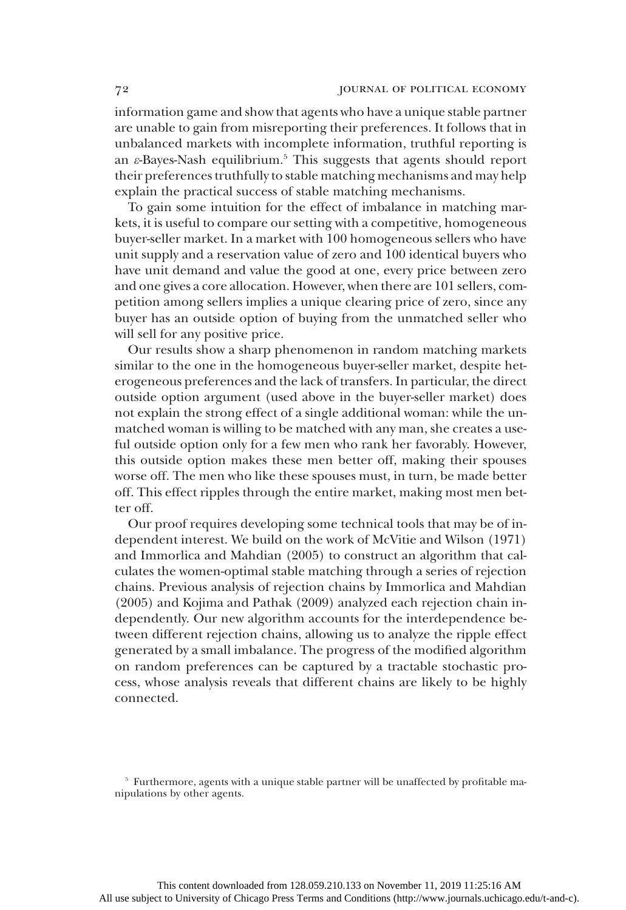information game and show that agents who have a unique stable partner are unable to gain from misreporting their preferences. It follows that in unbalanced markets with incomplete information, truthful reporting is an $\varepsilon$-Bayes-Nash equilibrium.[5] This suggests that agents should report their preferences truthfully to stable matching mechanisms and may help explain the practical success of stable matching mechanisms.

To gain some intuition for the effect of imbalance in matching markets, it is useful to compare our setting with a competitive, homogeneous buyer-seller market. In a market with 100 homogeneous sellers who have unit supply and a reservation value of zero and 100 identical buyers who have unit demand and value the good at one, every price between zero and one gives a core allocation. However, when there are 101 sellers, competition among sellers implies a unique clearing price of zero, since any buyer has an outside option of buying from the unmatched seller who will sell for any positive price.

Our results show a sharp phenomenon in random matching markets similar to the one in the homogeneous buyer-seller market, despite heterogeneous preferences and the lack of transfers. In particular, the direct outside option argument (used above in the buyer-seller market) does not explain the strong effect of a single additional woman: while the unmatched woman is willing to be matched with any man, she creates a useful outside option only for a few men who rank her favorably. However, this outside option makes these men better off, making their spouses worse off. The men who like these spouses must, in turn, be made better off. This effect ripples through the entire market, making most men better off.

Our proof requires developing some technical tools that may be of independent interest. We build on the work of McVitie and Wilson (1971) and Immorlica and Mahdian (2005) to construct an algorithm that calculates the women-optimal stable matching through a series of rejection chains. Previous analysis of rejection chains by Immorlica and Mahdian (2005) and Kojima and Pathak (2009) analyzed each rejection chain independently. Our new algorithm accounts for the interdependence between different rejection chains, allowing us to analyze the ripple effect generated by a small imbalance. The progress of the modified algorithm on random preferences can be captured by a tractable stochastic process, whose analysis reveals that different chains are likely to be highly connected.

[5] Furthermore, agents with a unique stable partner will be unaffected by profitable manipulations by other agents.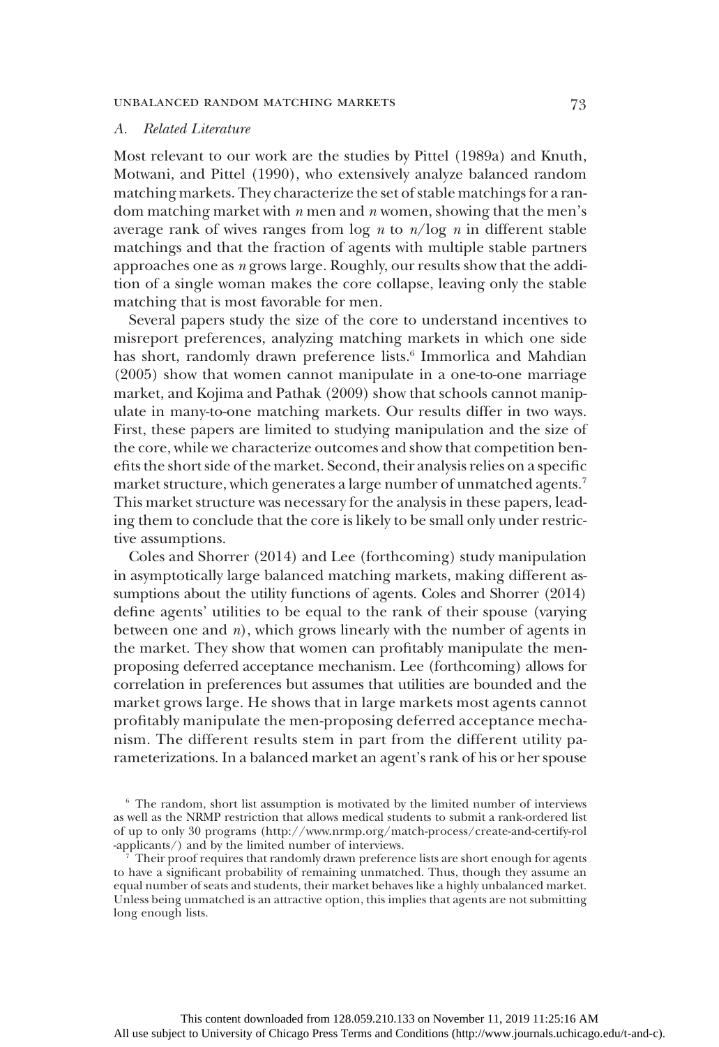### A. *Related Literature*

Most relevant to our work are the studies by Pittel (1989a) and Knuth, Motwani, and Pittel (1990), who extensively analyze balanced random matching markets. They characterize the set of stable matchings for a random matching market with $n$ men and $n$ women, showing that the men's average rank of wives ranges from $\log n$ to $n/\log n$ in different stable matchings and that the fraction of agents with multiple stable partners approaches one as $n$ grows large. Roughly, our results show that the addition of a single woman makes the core collapse, leaving only the stable matching that is most favorable for men.

Several papers study the size of the core to understand incentives to misreport preferences, analyzing matching markets in which one side has short, randomly drawn preference lists.[6] Immorlica and Mahdian (2005) show that women cannot manipulate in a one-to-one marriage market, and Kojima and Pathak (2009) show that schools cannot manipulate in many-to-one matching markets. Our results differ in two ways. First, these papers are limited to studying manipulation and the size of the core, while we characterize outcomes and show that competition benefits the short side of the market. Second, their analysis relies on a specific market structure, which generates a large number of unmatched agents.[7] This market structure was necessary for the analysis in these papers, leading them to conclude that the core is likely to be small only under restrictive assumptions.

Coles and Shorrer (2014) and Lee (forthcoming) study manipulation in asymptotically large balanced matching markets, making different assumptions about the utility functions of agents. Coles and Shorrer (2014) define agents' utilities to be equal to the rank of their spouse (varying between one and $n$), which grows linearly with the number of agents in the market. They show that women can profitably manipulate the men-proposing deferred acceptance mechanism. Lee (forthcoming) allows for correlation in preferences but assumes that utilities are bounded and the market grows large. He shows that in large markets most agents cannot profitably manipulate the men-proposing deferred acceptance mechanism. The different results stem in part from the different utility parameterizations. In a balanced market an agent's rank of his or her spouse

[6] The random, short list assumption is motivated by the limited number of interviews as well as the NRMP restriction that allows medical students to submit a rank-ordered list of up to only 30 programs (http://www.nrmp.org/match-process/create-and-certify-rol-applicants/) and by the limited number of interviews.

[7] Their proof requires that randomly drawn preference lists are short enough for agents to have a significant probability of remaining unmatched. Thus, though they assume an equal number of seats and students, their market behaves like a highly unbalanced market. Unless being unmatched is an attractive option, this implies that agents are not submitting long enough lists.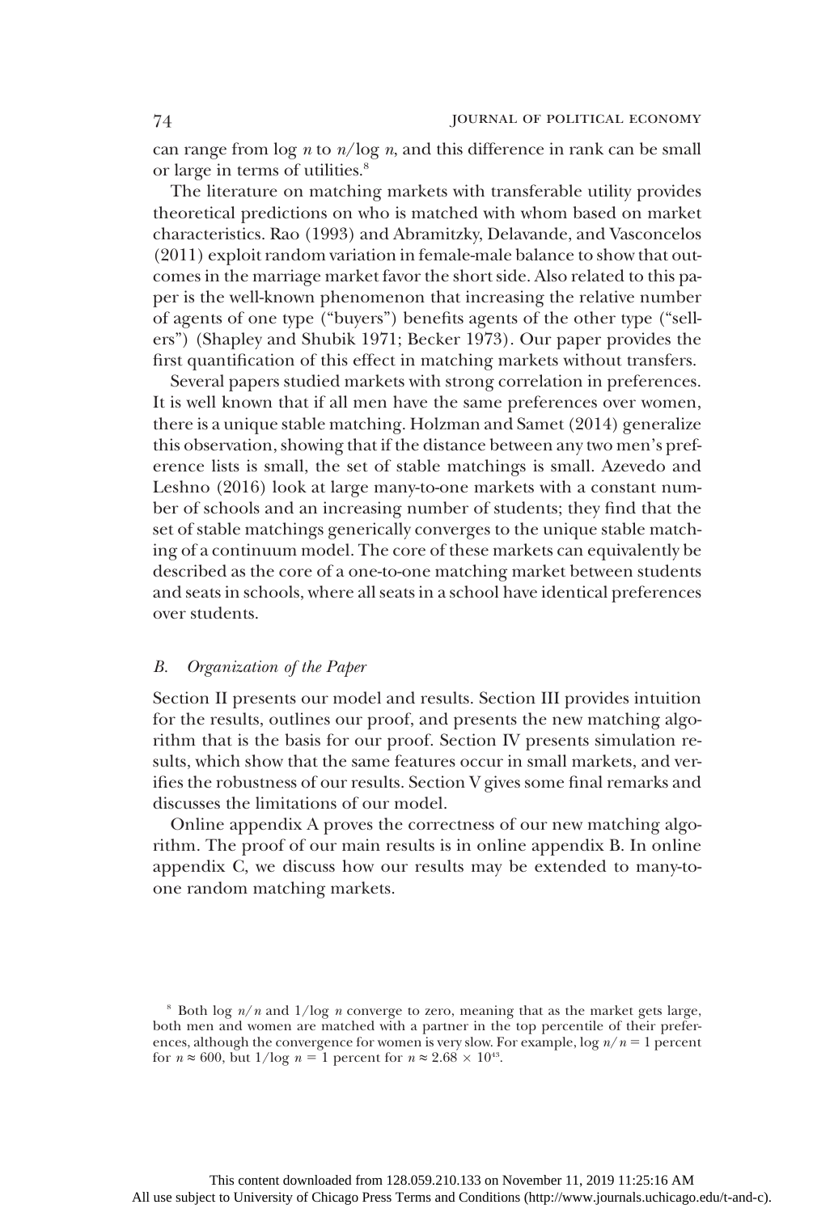can range from $\log n$ to $n/\log n$, and this difference in rank can be small or large in terms of utilities.[8]

The literature on matching markets with transferable utility provides theoretical predictions on who is matched with whom based on market characteristics. Rao (1993) and Abramitzky, Delavande, and Vasconcelos (2011) exploit random variation in female-male balance to show that outcomes in the marriage market favor the short side. Also related to this paper is the well-known phenomenon that increasing the relative number of agents of one type ("buyers") benefits agents of the other type ("sellers") (Shapley and Shubik 1971; Becker 1973). Our paper provides the first quantification of this effect in matching markets without transfers.

Several papers studied markets with strong correlation in preferences. It is well known that if all men have the same preferences over women, there is a unique stable matching. Holzman and Samet (2014) generalize this observation, showing that if the distance between any two men's preference lists is small, the set of stable matchings is small. Azevedo and Leshno (2016) look at large many-to-one markets with a constant number of schools and an increasing number of students; they find that the set of stable matchings generically converges to the unique stable matching of a continuum model. The core of these markets can equivalently be described as the core of a one-to-one matching market between students and seats in schools, where all seats in a school have identical preferences over students.

### *B. Organization of the Paper*

Section II presents our model and results. Section III provides intuition for the results, outlines our proof, and presents the new matching algorithm that is the basis for our proof. Section IV presents simulation results, which show that the same features occur in small markets, and verifies the robustness of our results. Section V gives some final remarks and discusses the limitations of our model.

Online appendix A proves the correctness of our new matching algorithm. The proof of our main results is in online appendix B. In online appendix C, we discuss how our results may be extended to many-to-one random matching markets.

[8] Both $\log n/n$ and $1/\log n$ converge to zero, meaning that as the market gets large, both men and women are matched with a partner in the top percentile of their preferences, although the convergence for women is very slow. For example, $\log n/n = 1$ percent for $n \approx 600$, but $1/\log n = 1$ percent for $n \approx 2.68 \times 10^{43}$.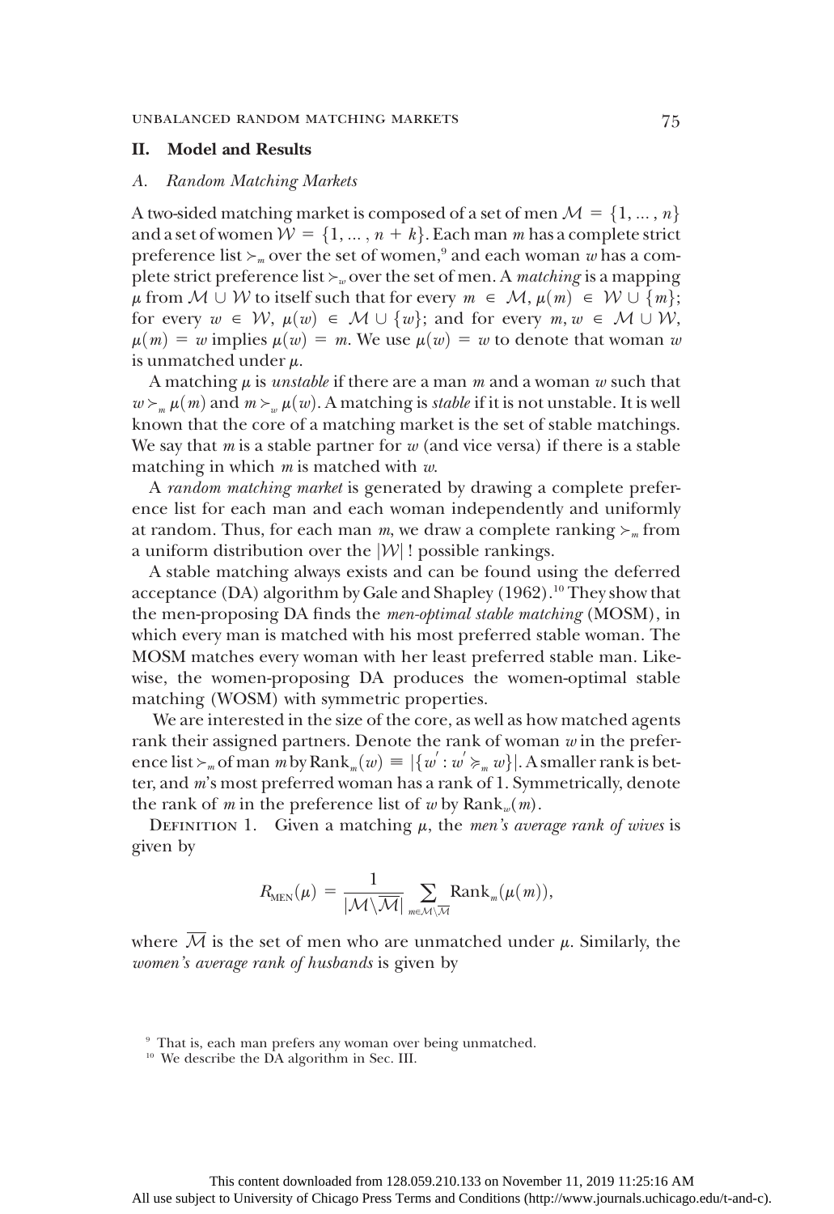## II. Model and Results

### A. Random Matching Markets

A two-sided matching market is composed of a set of men $\mathcal{M} = \{1, \ldots, n\}$ and a set of women $\mathcal{W} = \{1, \ldots, n + k\}$. Each man $m$ has a complete strict preference list $\succ_m$ over the set of women,[9] and each woman $w$ has a complete strict preference list $\succ_w$ over the set of men. A *matching* is a mapping $\mu$ from $\mathcal{M} \cup \mathcal{W}$ to itself such that for every $m \in \mathcal{M}$, $\mu(m) \in \mathcal{W} \cup \{m\}$; for every $w \in \mathcal{W}$, $\mu(w) \in \mathcal{M} \cup \{w\}$; and for every $m, w \in \mathcal{M} \cup \mathcal{W}$, $\mu(m) = w$ implies $\mu(w) = m$. We use $\mu(w) = w$ to denote that woman $w$ is unmatched under $\mu$.

A matching $\mu$ is *unstable* if there are a man $m$ and a woman $w$ such that $w \succ_m \mu(m)$ and $m \succ_w \mu(w)$. A matching is *stable* if it is not unstable. It is well known that the core of a matching market is the set of stable matchings. We say that $m$ is a stable partner for $w$ (and vice versa) if there is a stable matching in which $m$ is matched with $w$.

A *random matching market* is generated by drawing a complete preference list for each man and each woman independently and uniformly at random. Thus, for each man $m$, we draw a complete ranking $\succ_m$ from a uniform distribution over the $|\mathcal{W}|!$ possible rankings.

A stable matching always exists and can be found using the deferred acceptance (DA) algorithm by Gale and Shapley (1962).[10] They show that the men-proposing DA finds the *men-optimal stable matching* (MOSM), in which every man is matched with his most preferred stable woman. The MOSM matches every woman with her least preferred stable man. Likewise, the women-proposing DA produces the women-optimal stable matching (WOSM) with symmetric properties.

We are interested in the size of the core, as well as how matched agents rank their assigned partners. Denote the rank of woman $w$ in the preference list $\succ_m$ of man $m$ by $\text{Rank}_m(w) \equiv |\{w' : w' \succcurlyeq_m w\}|$. A smaller rank is better, and $m$'s most preferred woman has a rank of 1. Symmetrically, denote the rank of $m$ in the preference list of $w$ by $\text{Rank}_w(m)$.

Definition 1. Given a matching $\mu$, the *men's average rank of wives* is given by

$$R_{\text{MEN}}(\mu) = \frac{1}{|\mathcal{M} \backslash \overline{\mathcal{M}}|} \sum_{m \in \mathcal{M} \backslash \overline{\mathcal{M}}} \text{Rank}_m(\mu(m)),$$

where $\overline{\mathcal{M}}$ is the set of men who are unmatched under $\mu$. Similarly, the *women's average rank of husbands* is given by

[9] That is, each man prefers any woman over being unmatched.

[10] We describe the DA algorithm in Sec. III.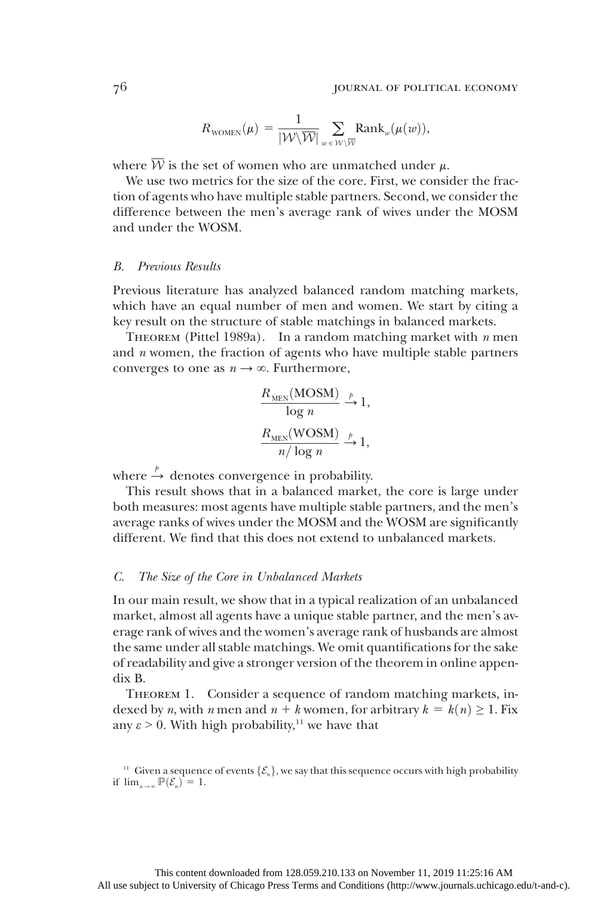$$R_{\text{WOMEN}}(\mu) = \frac{1}{|\mathcal{W} \backslash \overline{\mathcal{W}}|} \sum_{w \in \mathcal{W} \backslash \overline{\mathcal{W}}} \text{Rank}_w(\mu(w)),$$

where $\overline{\mathcal{W}}$ is the set of women who are unmatched under $\mu$.

We use two metrics for the size of the core. First, we consider the fraction of agents who have multiple stable partners. Second, we consider the difference between the men's average rank of wives under the MOSM and under the WOSM.

### *B. Previous Results*

Previous literature has analyzed balanced random matching markets, which have an equal number of men and women. We start by citing a key result on the structure of stable matchings in balanced markets.

Theorem (Pittel 1989a). In a random matching market with $n$ men and $n$ women, the fraction of agents who have multiple stable partners converges to one as $n \to \infty$. Furthermore,

$$\frac{R_{\text{MEN}}(\text{MOSM})}{\log n} \xrightarrow{p} 1,$$

$$\frac{R_{\text{MEN}}(\text{WOSM})}{n/\log n} \xrightarrow{p} 1,$$

where $\xrightarrow{p}$ denotes convergence in probability.

This result shows that in a balanced market, the core is large under both measures: most agents have multiple stable partners, and the men's average ranks of wives under the MOSM and the WOSM are significantly different. We find that this does not extend to unbalanced markets.

### *C. The Size of the Core in Unbalanced Markets*

In our main result, we show that in a typical realization of an unbalanced market, almost all agents have a unique stable partner, and the men's average rank of wives and the women's average rank of husbands are almost the same under all stable matchings. We omit quantifications for the sake of readability and give a stronger version of the theorem in online appendix B.

Theorem 1. Consider a sequence of random matching markets, indexed by $n$, with $n$ men and $n + k$ women, for arbitrary $k = k(n) \geq 1$. Fix any $\varepsilon > 0$. With high probability,[11] we have that

[11] Given a sequence of events $\{\mathcal{E}_n\}$, we say that this sequence occurs with high probability if $\lim_{n \to \infty} \mathbb{P}(\mathcal{E}_n) = 1$.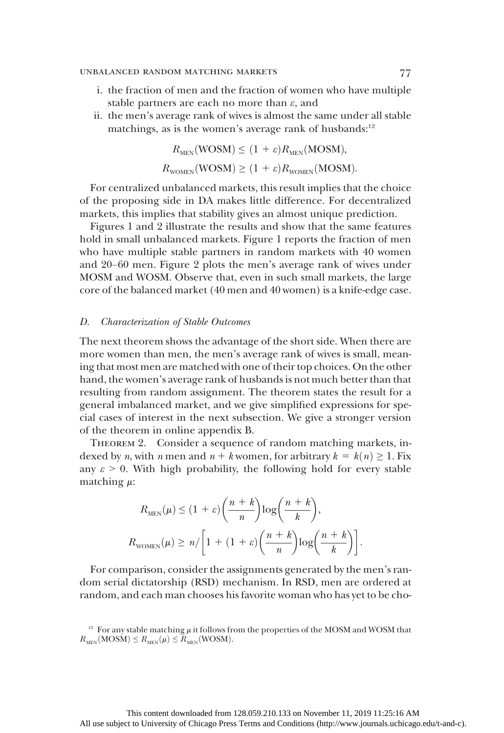i. the fraction of men and the fraction of women who have multiple stable partners are each no more than $\varepsilon$, and
ii. the men's average rank of wives is almost the same under all stable matchings, as is the women's average rank of husbands:[12]

$$R_{\text{MEN}}(\text{WOSM}) \leq (1 + \varepsilon) R_{\text{MEN}}(\text{MOSM}),$$

$$R_{\text{WOMEN}}(\text{WOSM}) \geq (1 + \varepsilon) R_{\text{WOMEN}}(\text{MOSM}).$$

For centralized unbalanced markets, this result implies that the choice of the proposing side in DA makes little difference. For decentralized markets, this implies that stability gives an almost unique prediction.

Figures 1 and 2 illustrate the results and show that the same features hold in small unbalanced markets. Figure 1 reports the fraction of men who have multiple stable partners in random markets with 40 women and 20–60 men. Figure 2 plots the men's average rank of wives under MOSM and WOSM. Observe that, even in such small markets, the large core of the balanced market (40 men and 40 women) is a knife-edge case.

### D. *Characterization of Stable Outcomes*

The next theorem shows the advantage of the short side. When there are more women than men, the men's average rank of wives is small, meaning that most men are matched with one of their top choices. On the other hand, the women's average rank of husbands is not much better than that resulting from random assignment. The theorem states the result for a general imbalanced market, and we give simplified expressions for special cases of interest in the next subsection. We give a stronger version of the theorem in online appendix B.

THEOREM 2. Consider a sequence of random matching markets, indexed by $n$, with $n$ men and $n + k$ women, for arbitrary $k = k(n) \geq 1$. Fix any $\varepsilon > 0$. With high probability, the following hold for every stable matching $\mu$:

$$R_{\text{MEN}}(\mu) \leq (1 + \varepsilon)\left(\frac{n + k}{n}\right)\log\left(\frac{n + k}{k}\right),$$

$$R_{\text{WOMEN}}(\mu) \geq n \Big/ \left[1 + (1 + \varepsilon)\left(\frac{n + k}{n}\right)\log\left(\frac{n + k}{k}\right)\right].$$

For comparison, consider the assignments generated by the men's random serial dictatorship (RSD) mechanism. In RSD, men are ordered at random, and each man chooses his favorite woman who has yet to be cho-

[12] For any stable matching $\mu$ it follows from the properties of the MOSM and WOSM that $R_{\text{MEN}}(\text{MOSM}) \leq R_{\text{MEN}}(\mu) \leq R_{\text{MEN}}(\text{WOSM})$.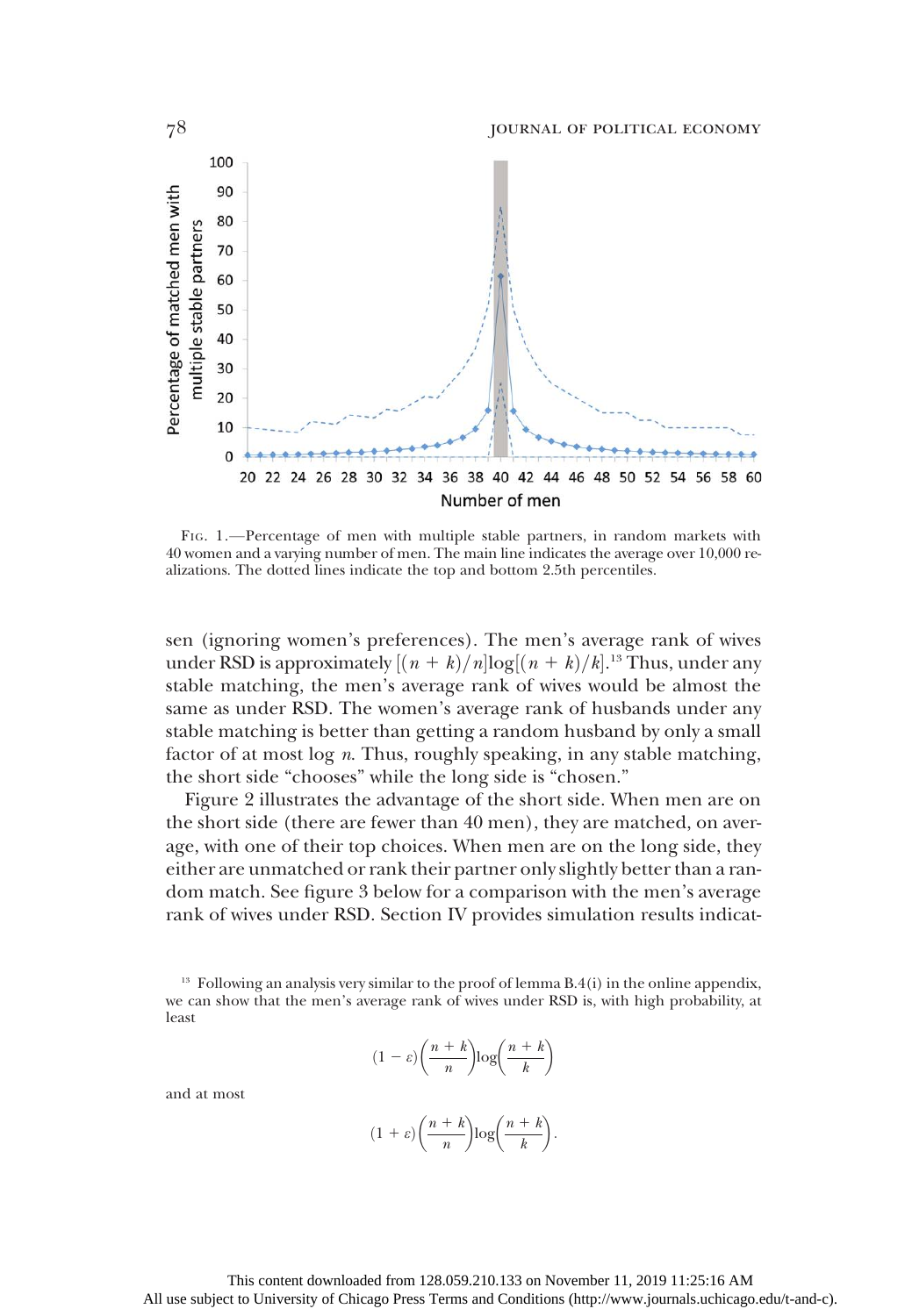Fig. 1.—Percentage of men with multiple stable partners, in random markets with 40 women and a varying number of men. The main line indicates the average over 10,000 realizations. The dotted lines indicate the top and bottom 2.5th percentiles.

sen (ignoring women's preferences). The men's average rank of wives under RSD is approximately $[(n + k)/n]\log[(n + k)/k]$.[13] Thus, under any stable matching, the men's average rank of wives would be almost the same as under RSD. The women's average rank of husbands under any stable matching is better than getting a random husband by only a small factor of at most $\log n$. Thus, roughly speaking, in any stable matching, the short side "chooses" while the long side is "chosen."

Figure 2 illustrates the advantage of the short side. When men are on the short side (there are fewer than 40 men), they are matched, on average, with one of their top choices. When men are on the long side, they either are unmatched or rank their partner only slightly better than a random match. See figure 3 below for a comparison with the men's average rank of wives under RSD. Section IV provides simulation results indicat-

[13] Following an analysis very similar to the proof of lemma B.4(i) in the online appendix, we can show that the men's average rank of wives under RSD is, with high probability, at least

$$(1 - \varepsilon)\left(\frac{n + k}{n}\right)\log\left(\frac{n + k}{k}\right)$$

and at most

$$(1 + \varepsilon)\left(\frac{n + k}{n}\right)\log\left(\frac{n + k}{k}\right).$$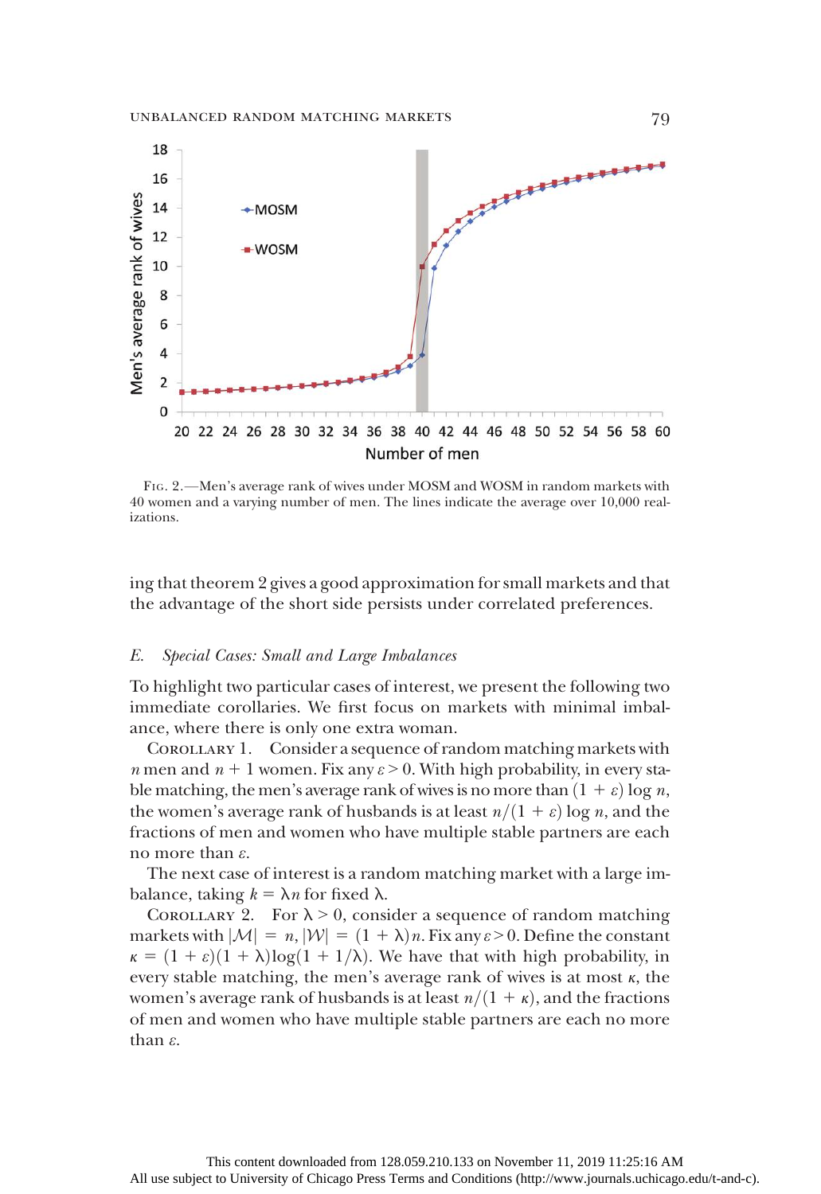Fig. 2.—Men's average rank of wives under MOSM and WOSM in random markets with 40 women and a varying number of men. The lines indicate the average over 10,000 realizations.

ing that theorem 2 gives a good approximation for small markets and that the advantage of the short side persists under correlated preferences.

### *E. Special Cases: Small and Large Imbalances*

To highlight two particular cases of interest, we present the following two immediate corollaries. We first focus on markets with minimal imbalance, where there is only one extra woman.

Corollary 1. Consider a sequence of random matching markets with $n$ men and $n + 1$ women. Fix any $\varepsilon > 0$. With high probability, in every stable matching, the men's average rank of wives is no more than $(1 + \varepsilon) \log n$, the women's average rank of husbands is at least $n/(1 + \varepsilon) \log n$, and the fractions of men and women who have multiple stable partners are each no more than $\varepsilon$.

The next case of interest is a random matching market with a large imbalance, taking $k = \lambda n$ for fixed $\lambda$.

Corollary 2. For $\lambda > 0$, consider a sequence of random matching markets with $|\mathcal{M}| = n$, $|\mathcal{W}| = (1 + \lambda)n$. Fix any $\varepsilon > 0$. Define the constant $\kappa = (1 + \varepsilon)(1 + \lambda)\log(1 + 1/\lambda)$. We have that with high probability, in every stable matching, the men's average rank of wives is at most $\kappa$, the women's average rank of husbands is at least $n/(1 + \kappa)$, and the fractions of men and women who have multiple stable partners are each no more than $\varepsilon$.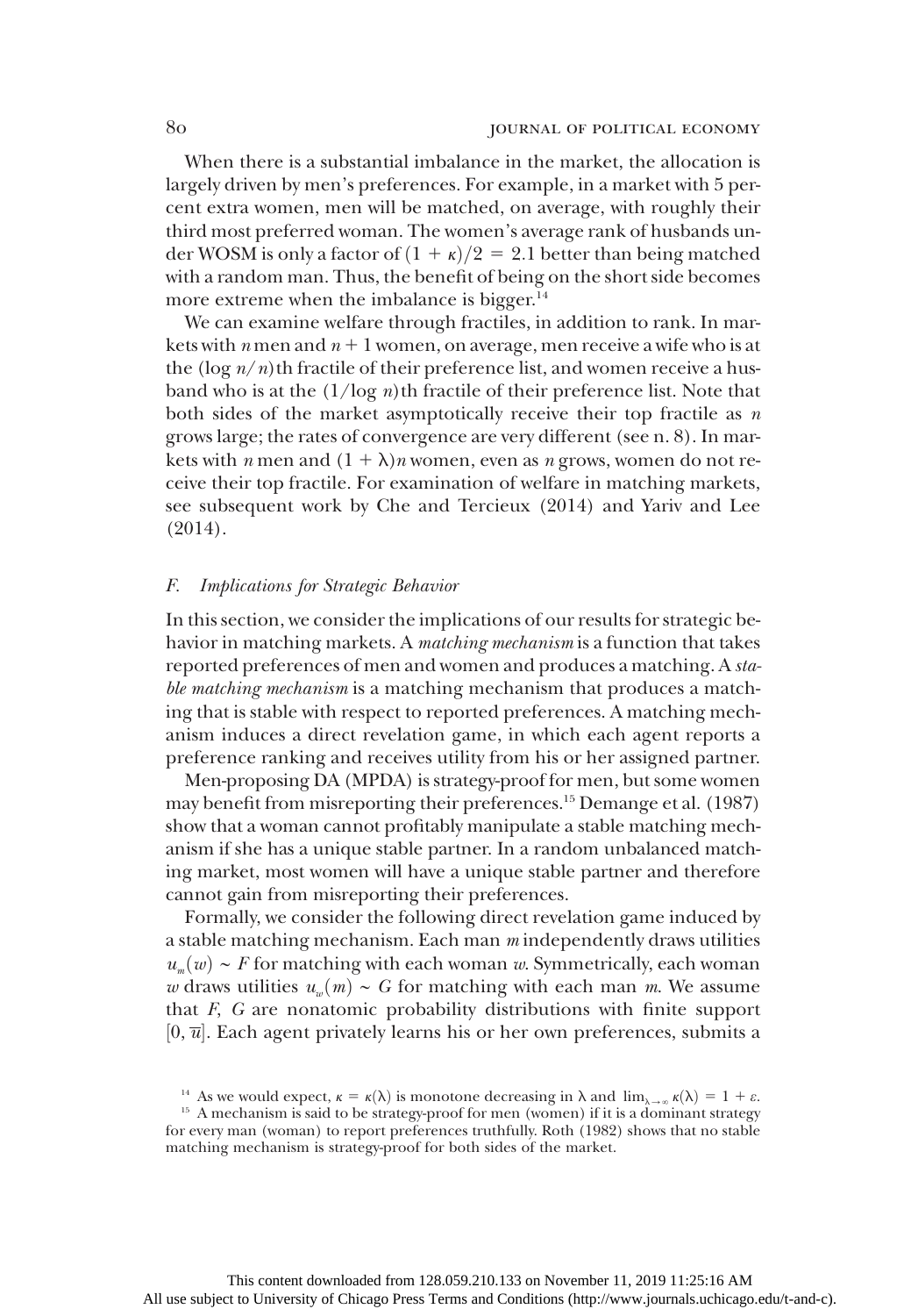When there is a substantial imbalance in the market, the allocation is largely driven by men's preferences. For example, in a market with 5 percent extra women, men will be matched, on average, with roughly their third most preferred woman. The women's average rank of husbands under WOSM is only a factor of $(1 + \kappa)/2 = 2.1$ better than being matched with a random man. Thus, the benefit of being on the short side becomes more extreme when the imbalance is bigger.[14]

We can examine welfare through fractiles, in addition to rank. In markets with $n$ men and $n + 1$ women, on average, men receive a wife who is at the $(\log n/n)$th fractile of their preference list, and women receive a husband who is at the $(1/\log n)$th fractile of their preference list. Note that both sides of the market asymptotically receive their top fractile as $n$ grows large; the rates of convergence are very different (see n. 8). In markets with $n$ men and $(1 + \lambda)n$ women, even as $n$ grows, women do not receive their top fractile. For examination of welfare in matching markets, see subsequent work by Che and Tercieux (2014) and Yariv and Lee (2014).

### F. *Implications for Strategic Behavior*

In this section, we consider the implications of our results for strategic behavior in matching markets. A *matching mechanism* is a function that takes reported preferences of men and women and produces a matching. A *stable matching mechanism* is a matching mechanism that produces a matching that is stable with respect to reported preferences. A matching mechanism induces a direct revelation game, in which each agent reports a preference ranking and receives utility from his or her assigned partner.

Men-proposing DA (MPDA) is strategy-proof for men, but some women may benefit from misreporting their preferences.[15] Demange et al. (1987) show that a woman cannot profitably manipulate a stable matching mechanism if she has a unique stable partner. In a random unbalanced matching market, most women will have a unique stable partner and therefore cannot gain from misreporting their preferences.

Formally, we consider the following direct revelation game induced by a stable matching mechanism. Each man $m$ independently draws utilities $u_m(w) \sim F$ for matching with each woman $w$. Symmetrically, each woman $w$ draws utilities $u_w(m) \sim G$ for matching with each man $m$. We assume that $F$, $G$ are nonatomic probability distributions with finite support $[0, \overline{u}]$. Each agent privately learns his or her own preferences, submits a

[14] As we would expect, $\kappa = \kappa(\lambda)$ is monotone decreasing in $\lambda$ and $\lim_{\lambda \to \infty} \kappa(\lambda) = 1 + \varepsilon$.

[15] A mechanism is said to be strategy-proof for men (women) if it is a dominant strategy for every man (woman) to report preferences truthfully. Roth (1982) shows that no stable matching mechanism is strategy-proof for both sides of the market.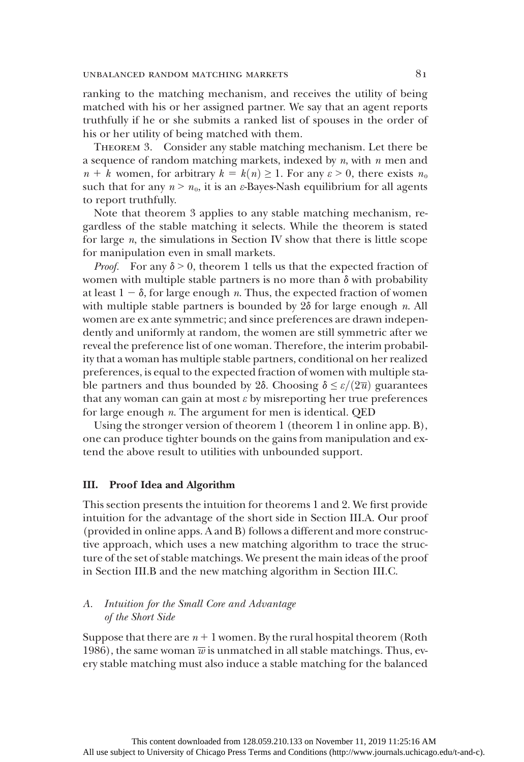ranking to the matching mechanism, and receives the utility of being matched with his or her assigned partner. We say that an agent reports truthfully if he or she submits a ranked list of spouses in the order of his or her utility of being matched with them.

THEOREM 3. Consider any stable matching mechanism. Let there be a sequence of random matching markets, indexed by $n$, with $n$ men and $n + k$ women, for arbitrary $k = k(n) \geq 1$. For any $\varepsilon > 0$, there exists $n_0$ such that for any $n > n_0$, it is an $\varepsilon$-Bayes-Nash equilibrium for all agents to report truthfully.

Note that theorem 3 applies to any stable matching mechanism, regardless of the stable matching it selects. While the theorem is stated for large $n$, the simulations in Section IV show that there is little scope for manipulation even in small markets.

*Proof.* For any $\delta > 0$, theorem 1 tells us that the expected fraction of women with multiple stable partners is no more than $\delta$ with probability at least $1 - \delta$, for large enough $n$. Thus, the expected fraction of women with multiple stable partners is bounded by $2\delta$ for large enough $n$. All women are ex ante symmetric; and since preferences are drawn independently and uniformly at random, the women are still symmetric after we reveal the preference list of one woman. Therefore, the interim probability that a woman has multiple stable partners, conditional on her realized preferences, is equal to the expected fraction of women with multiple stable partners and thus bounded by $2\delta$. Choosing $\delta \leq \varepsilon/(2\overline{u})$ guarantees that any woman can gain at most $\varepsilon$ by misreporting her true preferences for large enough $n$. The argument for men is identical. QED

Using the stronger version of theorem 1 (theorem 1 in online app. B), one can produce tighter bounds on the gains from manipulation and extend the above result to utilities with unbounded support.

## III. Proof Idea and Algorithm

This section presents the intuition for theorems 1 and 2. We first provide intuition for the advantage of the short side in Section III.A. Our proof (provided in online apps. A and B) follows a different and more constructive approach, which uses a new matching algorithm to trace the structure of the set of stable matchings. We present the main ideas of the proof in Section III.B and the new matching algorithm in Section III.C.

### A. *Intuition for the Small Core and Advantage of the Short Side*

Suppose that there are $n + 1$ women. By the rural hospital theorem (Roth 1986), the same woman $\overline{w}$ is unmatched in all stable matchings. Thus, every stable matching must also induce a stable matching for the balanced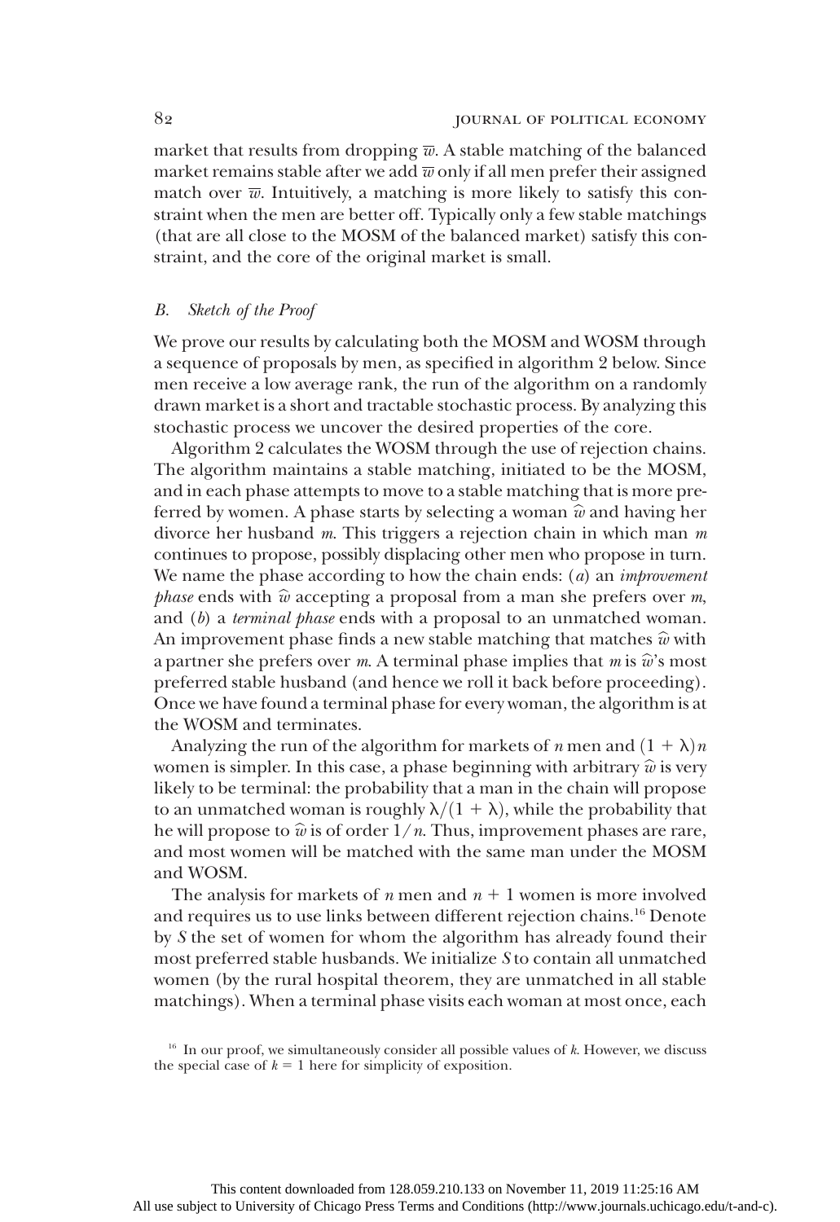market that results from dropping $\overline{w}$. A stable matching of the balanced market remains stable after we add $\overline{w}$ only if all men prefer their assigned match over $\overline{w}$. Intuitively, a matching is more likely to satisfy this constraint when the men are better off. Typically only a few stable matchings (that are all close to the MOSM of the balanced market) satisfy this constraint, and the core of the original market is small.

## B. Sketch of the Proof

We prove our results by calculating both the MOSM and WOSM through a sequence of proposals by men, as specified in algorithm 2 below. Since men receive a low average rank, the run of the algorithm on a randomly drawn market is a short and tractable stochastic process. By analyzing this stochastic process we uncover the desired properties of the core.

Algorithm 2 calculates the WOSM through the use of rejection chains. The algorithm maintains a stable matching, initiated to be the MOSM, and in each phase attempts to move to a stable matching that is more preferred by women. A phase starts by selecting a woman $\widehat{w}$ and having her divorce her husband $m$. This triggers a rejection chain in which man $m$ continues to propose, possibly displacing other men who propose in turn. We name the phase according to how the chain ends: (*a*) an *improvement phase* ends with $\widehat{w}$ accepting a proposal from a man she prefers over $m$, and (*b*) a *terminal phase* ends with a proposal to an unmatched woman. An improvement phase finds a new stable matching that matches $\widehat{w}$ with a partner she prefers over $m$. A terminal phase implies that $m$ is $\widehat{w}$'s most preferred stable husband (and hence we roll it back before proceeding). Once we have found a terminal phase for every woman, the algorithm is at the WOSM and terminates.

Analyzing the run of the algorithm for markets of $n$ men and $(1 + \lambda)n$ women is simpler. In this case, a phase beginning with arbitrary $\widehat{w}$ is very likely to be terminal: the probability that a man in the chain will propose to an unmatched woman is roughly $\lambda/(1 + \lambda)$, while the probability that he will propose to $\widehat{w}$ is of order $1/n$. Thus, improvement phases are rare, and most women will be matched with the same man under the MOSM and WOSM.

The analysis for markets of $n$ men and $n + 1$ women is more involved and requires us to use links between different rejection chains.[16] Denote by $S$ the set of women for whom the algorithm has already found their most preferred stable husbands. We initialize $S$ to contain all unmatched women (by the rural hospital theorem, they are unmatched in all stable matchings). When a terminal phase visits each woman at most once, each

[16] In our proof, we simultaneously consider all possible values of $k$. However, we discuss the special case of $k = 1$ here for simplicity of exposition.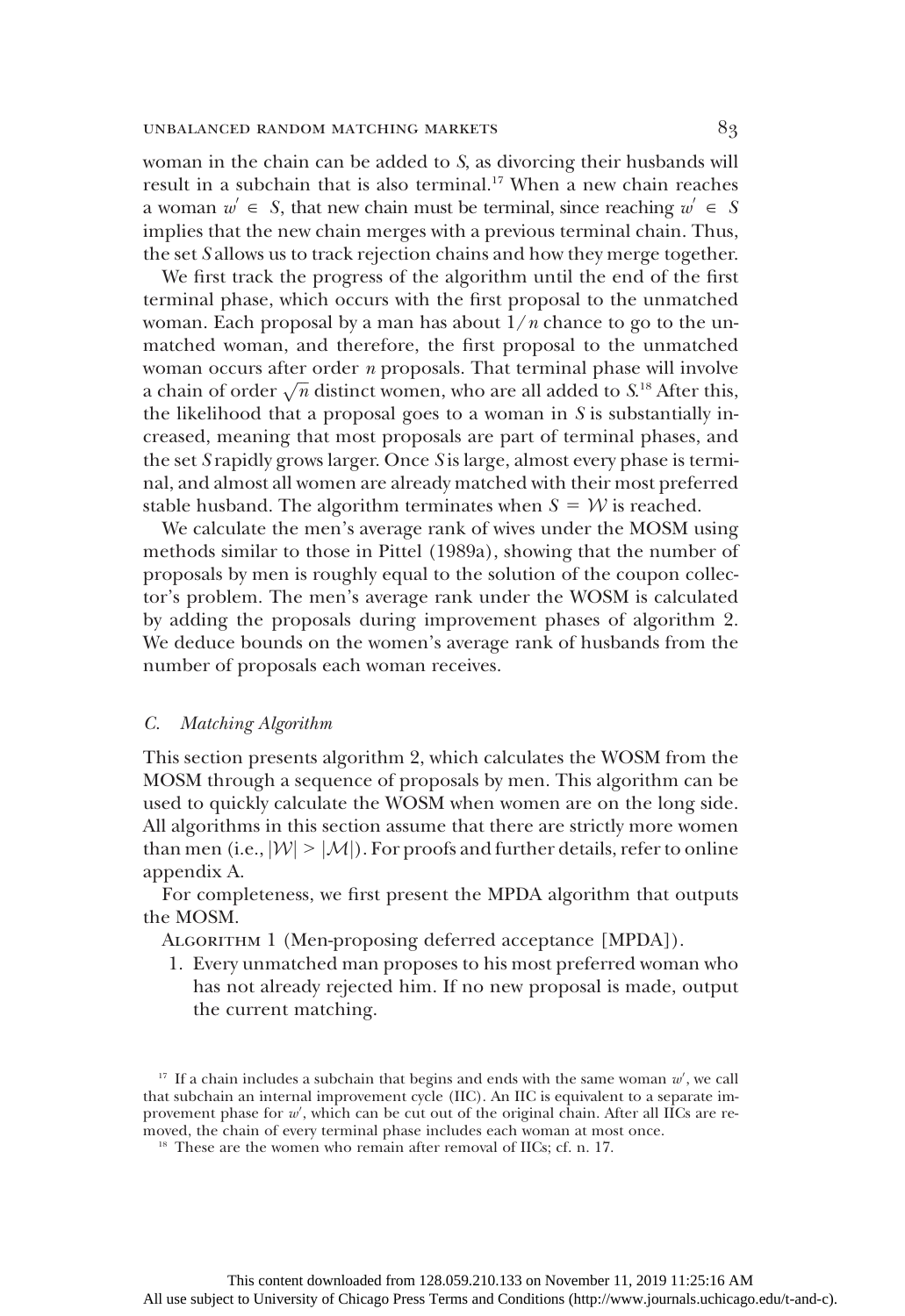woman in the chain can be added to $S$, as divorcing their husbands will result in a subchain that is also terminal.[17] When a new chain reaches a woman $w' \in S$, that new chain must be terminal, since reaching $w' \in S$ implies that the new chain merges with a previous terminal chain. Thus, the set $S$ allows us to track rejection chains and how they merge together.

We first track the progress of the algorithm until the end of the first terminal phase, which occurs with the first proposal to the unmatched woman. Each proposal by a man has about $1/n$ chance to go to the unmatched woman, and therefore, the first proposal to the unmatched woman occurs after order $n$ proposals. That terminal phase will involve a chain of order $\sqrt{n}$ distinct women, who are all added to $S$.[18] After this, the likelihood that a proposal goes to a woman in $S$ is substantially increased, meaning that most proposals are part of terminal phases, and the set $S$ rapidly grows larger. Once $S$ is large, almost every phase is terminal, and almost all women are already matched with their most preferred stable husband. The algorithm terminates when $S = \mathcal{W}$ is reached.

We calculate the men's average rank of wives under the MOSM using methods similar to those in Pittel (1989a), showing that the number of proposals by men is roughly equal to the solution of the coupon collector's problem. The men's average rank under the WOSM is calculated by adding the proposals during improvement phases of algorithm 2. We deduce bounds on the women's average rank of husbands from the number of proposals each woman receives.

### *C. Matching Algorithm*

This section presents algorithm 2, which calculates the WOSM from the MOSM through a sequence of proposals by men. This algorithm can be used to quickly calculate the WOSM when women are on the long side. All algorithms in this section assume that there are strictly more women than men (i.e., $|\mathcal{W}| > |\mathcal{M}|$). For proofs and further details, refer to online appendix A.

For completeness, we first present the MPDA algorithm that outputs the MOSM.

Algorithm 1 (Men-proposing deferred acceptance [MPDA]).

1. Every unmatched man proposes to his most preferred woman who has not already rejected him. If no new proposal is made, output the current matching.

[17] If a chain includes a subchain that begins and ends with the same woman $w'$, we call that subchain an internal improvement cycle (IIC). An IIC is equivalent to a separate improvement phase for $w'$, which can be cut out of the original chain. After all IICs are removed, the chain of every terminal phase includes each woman at most once.

[18] These are the women who remain after removal of IICs; cf. n. 17.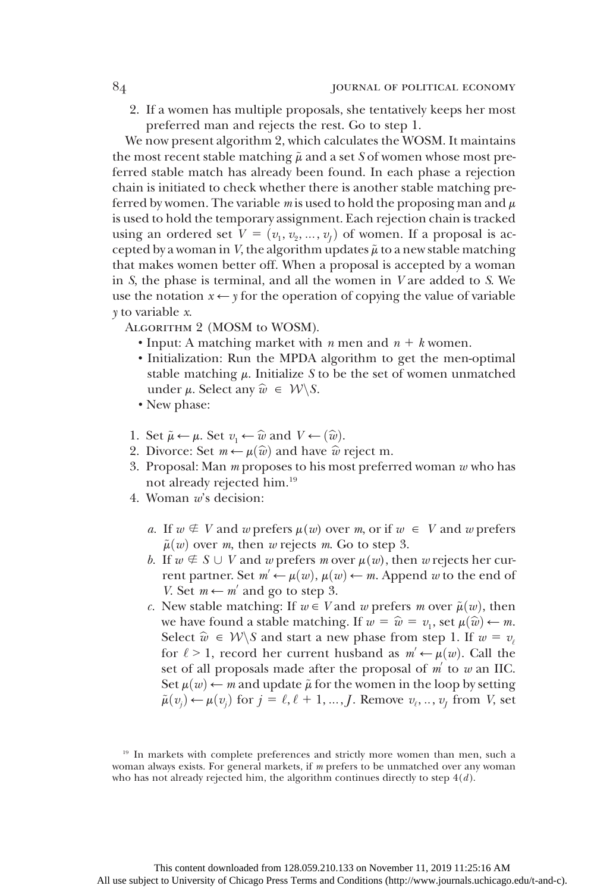2. If a women has multiple proposals, she tentatively keeps her most preferred man and rejects the rest. Go to step 1.

We now present algorithm 2, which calculates the WOSM. It maintains the most recent stable matching $\tilde{\mu}$ and a set $S$ of women whose most preferred stable match has already been found. In each phase a rejection chain is initiated to check whether there is another stable matching preferred by women. The variable $m$ is used to hold the proposing man and $\mu$ is used to hold the temporary assignment. Each rejection chain is tracked using an ordered set $V = (v_1, v_2, \ldots, v_J)$ of women. If a proposal is accepted by a woman in $V$, the algorithm updates $\tilde{\mu}$ to a new stable matching that makes women better off. When a proposal is accepted by a woman in $S$, the phase is terminal, and all the women in $V$ are added to $S$. We use the notation $x \leftarrow y$ for the operation of copying the value of variable $y$ to variable $x$.

Algorithm 2 (MOSM to WOSM).

- Input: A matching market with $n$ men and $n + k$ women.
- Initialization: Run the MPDA algorithm to get the men-optimal stable matching $\mu$. Initialize $S$ to be the set of women unmatched under $\mu$. Select any $\widehat{w} \in \mathcal{W} \backslash S$.
- New phase:

1. Set $\tilde{\mu} \leftarrow \mu$. Set $v_1 \leftarrow \widehat{w}$ and $V \leftarrow (\widehat{w})$.
2. Divorce: Set $m \leftarrow \mu(\widehat{w})$ and have $\widehat{w}$ reject m.
3. Proposal: Man $m$ proposes to his most preferred woman $w$ who has not already rejected him.[19]
4. Woman $w$'s decision:

   *a.* If $w \notin V$ and $w$ prefers $\mu(w)$ over $m$, or if $w \in V$ and $w$ prefers $\tilde{\mu}(w)$ over $m$, then $w$ rejects $m$. Go to step 3.

   *b.* If $w \notin S \cup V$ and $w$ prefers $m$ over $\mu(w)$, then $w$ rejects her current partner. Set $m' \leftarrow \mu(w)$, $\mu(w) \leftarrow m$. Append $w$ to the end of $V$. Set $m \leftarrow m'$ and go to step 3.

   *c.* New stable matching: If $w \in V$ and $w$ prefers $m$ over $\tilde{\mu}(w)$, then we have found a stable matching. If $w = \widehat{w} = v_1$, set $\mu(\widehat{w}) \leftarrow m$. Select $\widehat{w} \in \mathcal{W} \backslash S$ and start a new phase from step 1. If $w = v_\ell$ for $\ell > 1$, record her current husband as $m' \leftarrow \mu(w)$. Call the set of all proposals made after the proposal of $m'$ to $w$ an IIC. Set $\mu(w) \leftarrow m$ and update $\tilde{\mu}$ for the women in the loop by setting $\tilde{\mu}(v_j) \leftarrow \mu(v_j)$ for $j = \ell, \ell + 1, \ldots, J$. Remove $v_\ell, .., v_J$ from $V$, set

[19] In markets with complete preferences and strictly more women than men, such a woman always exists. For general markets, if $m$ prefers to be unmatched over any woman who has not already rejected him, the algorithm continues directly to step 4($d$).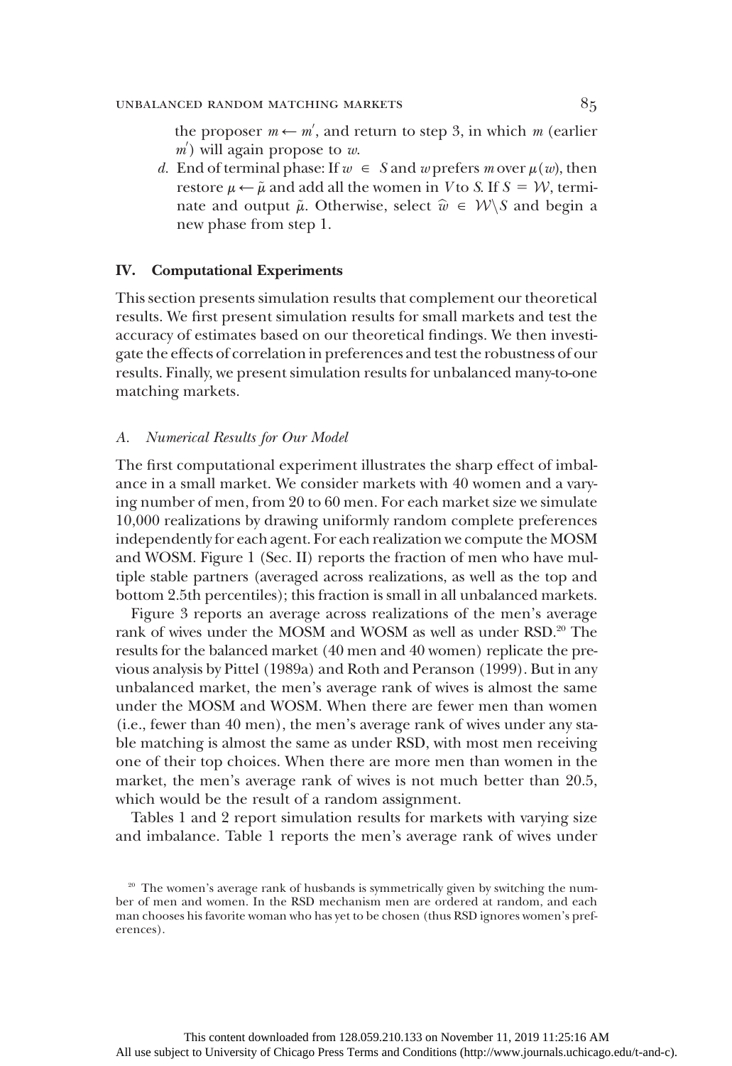the proposer $m \leftarrow m'$, and return to step 3, in which $m$ (earlier $m'$) will again propose to $w$.

*d.* End of terminal phase: If $w \in S$ and $w$ prefers $m$ over $\mu(w)$, then restore $\mu \leftarrow \tilde{\mu}$ and add all the women in $V$ to $S$. If $S = \mathcal{W}$, terminate and output $\tilde{\mu}$. Otherwise, select $\hat{w} \in \mathcal{W} \setminus S$ and begin a new phase from step 1.

## IV. Computational Experiments

This section presents simulation results that complement our theoretical results. We first present simulation results for small markets and test the accuracy of estimates based on our theoretical findings. We then investigate the effects of correlation in preferences and test the robustness of our results. Finally, we present simulation results for unbalanced many-to-one matching markets.

### *A. Numerical Results for Our Model*

The first computational experiment illustrates the sharp effect of imbalance in a small market. We consider markets with 40 women and a varying number of men, from 20 to 60 men. For each market size we simulate 10,000 realizations by drawing uniformly random complete preferences independently for each agent. For each realization we compute the MOSM and WOSM. Figure 1 (Sec. II) reports the fraction of men who have multiple stable partners (averaged across realizations, as well as the top and bottom 2.5th percentiles); this fraction is small in all unbalanced markets.

Figure 3 reports an average across realizations of the men's average rank of wives under the MOSM and WOSM as well as under RSD.[20] The results for the balanced market (40 men and 40 women) replicate the previous analysis by Pittel (1989a) and Roth and Peranson (1999). But in any unbalanced market, the men's average rank of wives is almost the same under the MOSM and WOSM. When there are fewer men than women (i.e., fewer than 40 men), the men's average rank of wives under any stable matching is almost the same as under RSD, with most men receiving one of their top choices. When there are more men than women in the market, the men's average rank of wives is not much better than 20.5, which would be the result of a random assignment.

Tables 1 and 2 report simulation results for markets with varying size and imbalance. Table 1 reports the men's average rank of wives under

[20] The women's average rank of husbands is symmetrically given by switching the number of men and women. In the RSD mechanism men are ordered at random, and each man chooses his favorite woman who has yet to be chosen (thus RSD ignores women's preferences).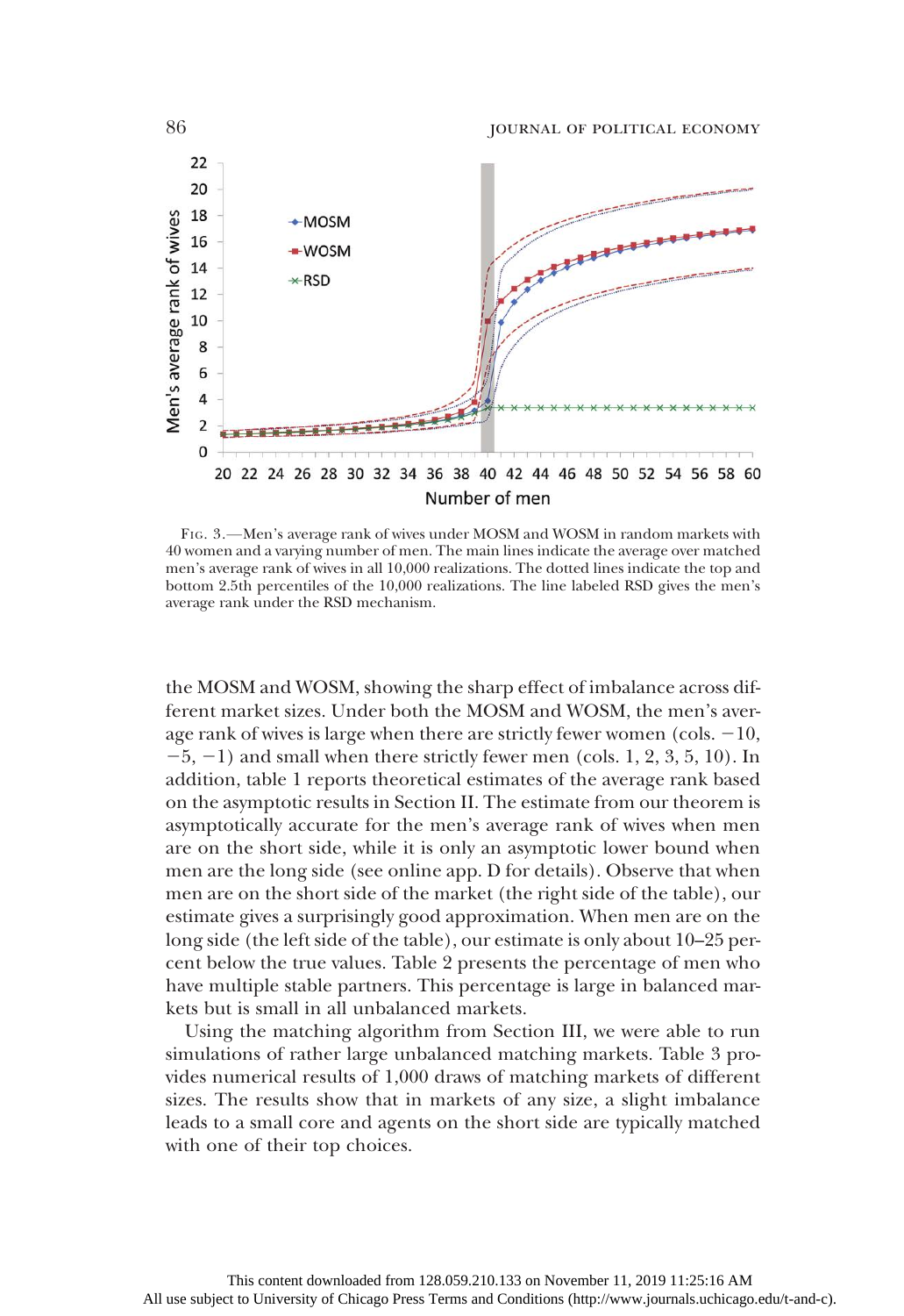Fig. 3.—Men's average rank of wives under MOSM and WOSM in random markets with 40 women and a varying number of men. The main lines indicate the average over matched men's average rank of wives in all 10,000 realizations. The dotted lines indicate the top and bottom 2.5th percentiles of the 10,000 realizations. The line labeled RSD gives the men's average rank under the RSD mechanism.

the MOSM and WOSM, showing the sharp effect of imbalance across different market sizes. Under both the MOSM and WOSM, the men's average rank of wives is large when there are strictly fewer women (cols. −10, −5, −1) and small when there strictly fewer men (cols. 1, 2, 3, 5, 10). In addition, table 1 reports theoretical estimates of the average rank based on the asymptotic results in Section II. The estimate from our theorem is asymptotically accurate for the men's average rank of wives when men are on the short side, while it is only an asymptotic lower bound when men are the long side (see online app. D for details). Observe that when men are on the short side of the market (the right side of the table), our estimate gives a surprisingly good approximation. When men are on the long side (the left side of the table), our estimate is only about 10–25 percent below the true values. Table 2 presents the percentage of men who have multiple stable partners. This percentage is large in balanced markets but is small in all unbalanced markets.

Using the matching algorithm from Section III, we were able to run simulations of rather large unbalanced matching markets. Table 3 provides numerical results of 1,000 draws of matching markets of different sizes. The results show that in markets of any size, a slight imbalance leads to a small core and agents on the short side are typically matched with one of their top choices.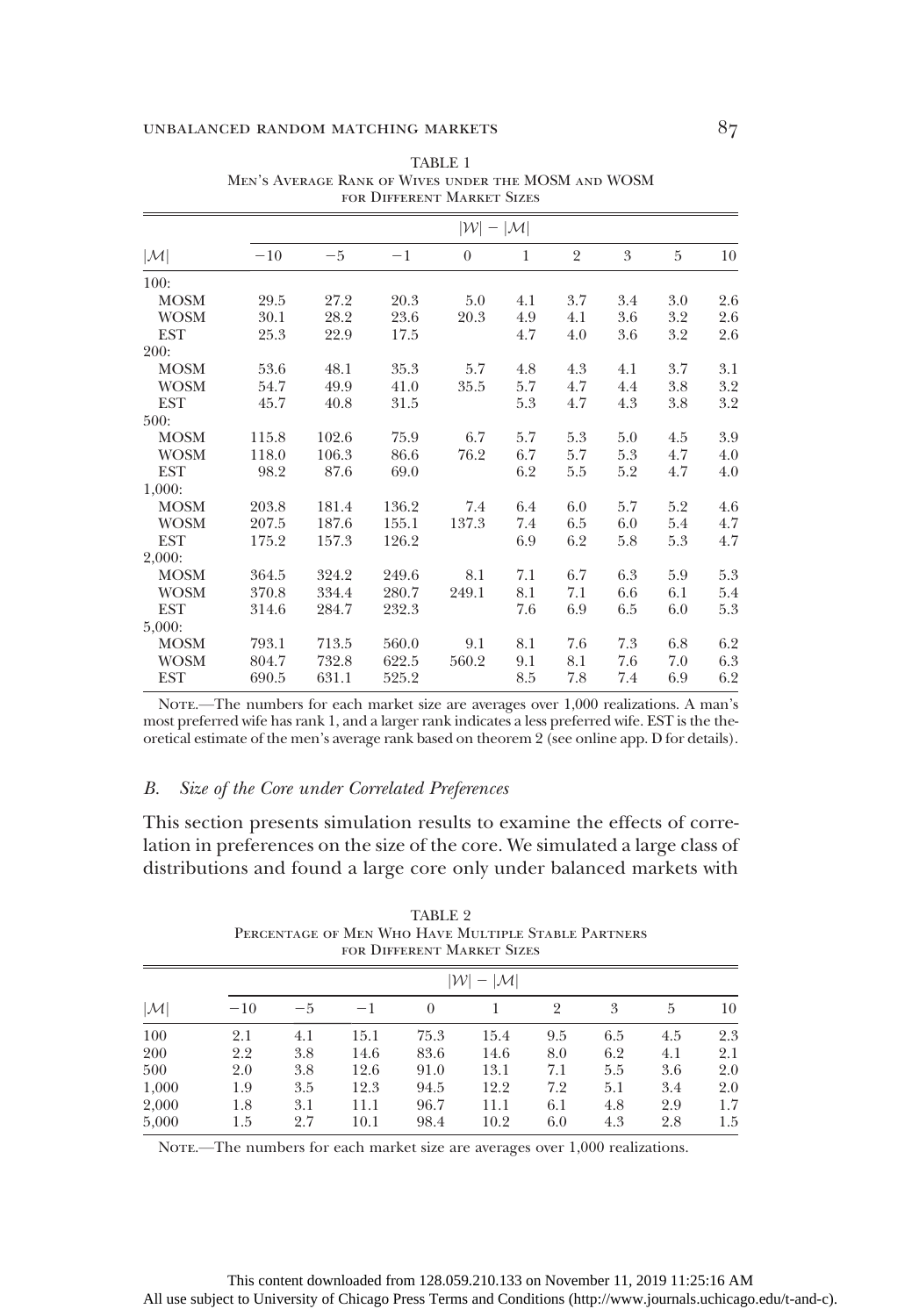TABLE 1
Men's Average Rank of Wives under the MOSM and WOSM for Different Market Sizes

| $\|\mathcal{M}\|$ | $\|\mathcal{W}\| - \|\mathcal{M}\|$ | | | | | | | | |
|---|---|---|---|---|---|---|---|---|---|
| | $-10$ | $-5$ | $-1$ | 0 | 1 | 2 | 3 | 5 | 10 |
| 100: | | | | | | | | | |
| MOSM | 29.5 | 27.2 | 20.3 | 5.0 | 4.1 | 3.7 | 3.4 | 3.0 | 2.6 |
| WOSM | 30.1 | 28.2 | 23.6 | 20.3 | 4.9 | 4.1 | 3.6 | 3.2 | 2.6 |
| EST | 25.3 | 22.9 | 17.5 | | 4.7 | 4.0 | 3.6 | 3.2 | 2.6 |
| 200: | | | | | | | | | |
| MOSM | 53.6 | 48.1 | 35.3 | 5.7 | 4.8 | 4.3 | 4.1 | 3.7 | 3.1 |
| WOSM | 54.7 | 49.9 | 41.0 | 35.5 | 5.7 | 4.7 | 4.4 | 3.8 | 3.2 |
| EST | 45.7 | 40.8 | 31.5 | | 5.3 | 4.7 | 4.3 | 3.8 | 3.2 |
| 500: | | | | | | | | | |
| MOSM | 115.8 | 102.6 | 75.9 | 6.7 | 5.7 | 5.3 | 5.0 | 4.5 | 3.9 |
| WOSM | 118.0 | 106.3 | 86.6 | 76.2 | 6.7 | 5.7 | 5.3 | 4.7 | 4.0 |
| EST | 98.2 | 87.6 | 69.0 | | 6.2 | 5.5 | 5.2 | 4.7 | 4.0 |
| 1,000: | | | | | | | | | |
| MOSM | 203.8 | 181.4 | 136.2 | 7.4 | 6.4 | 6.0 | 5.7 | 5.2 | 4.6 |
| WOSM | 207.5 | 187.6 | 155.1 | 137.3 | 7.4 | 6.5 | 6.0 | 5.4 | 4.7 |
| EST | 175.2 | 157.3 | 126.2 | | 6.9 | 6.2 | 5.8 | 5.3 | 4.7 |
| 2,000: | | | | | | | | | |
| MOSM | 364.5 | 324.2 | 249.6 | 8.1 | 7.1 | 6.7 | 6.3 | 5.9 | 5.3 |
| WOSM | 370.8 | 334.4 | 280.7 | 249.1 | 8.1 | 7.1 | 6.6 | 6.1 | 5.4 |
| EST | 314.6 | 284.7 | 232.3 | | 7.6 | 6.9 | 6.5 | 6.0 | 5.3 |
| 5,000: | | | | | | | | | |
| MOSM | 793.1 | 713.5 | 560.0 | 9.1 | 8.1 | 7.6 | 7.3 | 6.8 | 6.2 |
| WOSM | 804.7 | 732.8 | 622.5 | 560.2 | 9.1 | 8.1 | 7.6 | 7.0 | 6.3 |
| EST | 690.5 | 631.1 | 525.2 | | 8.5 | 7.8 | 7.4 | 6.9 | 6.2 |

Note.—The numbers for each market size are averages over 1,000 realizations. A man's most preferred wife has rank 1, and a larger rank indicates a less preferred wife. EST is the theoretical estimate of the men's average rank based on theorem 2 (see online app. D for details).

### *B. Size of the Core under Correlated Preferences*

This section presents simulation results to examine the effects of correlation in preferences on the size of the core. We simulated a large class of distributions and found a large core only under balanced markets with

TABLE 2
Percentage of Men Who Have Multiple Stable Partners for Different Market Sizes

| $\|\mathcal{M}\|$ | $\|\mathcal{W}\| - \|\mathcal{M}\|$ | | | | | | | | |
|---|---|---|---|---|---|---|---|---|---|
| | $-10$ | $-5$ | $-1$ | 0 | 1 | 2 | 3 | 5 | 10 |
| 100 | 2.1 | 4.1 | 15.1 | 75.3 | 15.4 | 9.5 | 6.5 | 4.5 | 2.3 |
| 200 | 2.2 | 3.8 | 14.6 | 83.6 | 14.6 | 8.0 | 6.2 | 4.1 | 2.1 |
| 500 | 2.0 | 3.8 | 12.6 | 91.0 | 13.1 | 7.1 | 5.5 | 3.6 | 2.0 |
| 1,000 | 1.9 | 3.5 | 12.3 | 94.5 | 12.2 | 7.2 | 5.1 | 3.4 | 2.0 |
| 2,000 | 1.8 | 3.1 | 11.1 | 96.7 | 11.1 | 6.1 | 4.8 | 2.9 | 1.7 |
| 5,000 | 1.5 | 2.7 | 10.1 | 98.4 | 10.2 | 6.0 | 4.3 | 2.8 | 1.5 |

Note.—The numbers for each market size are averages over 1,000 realizations.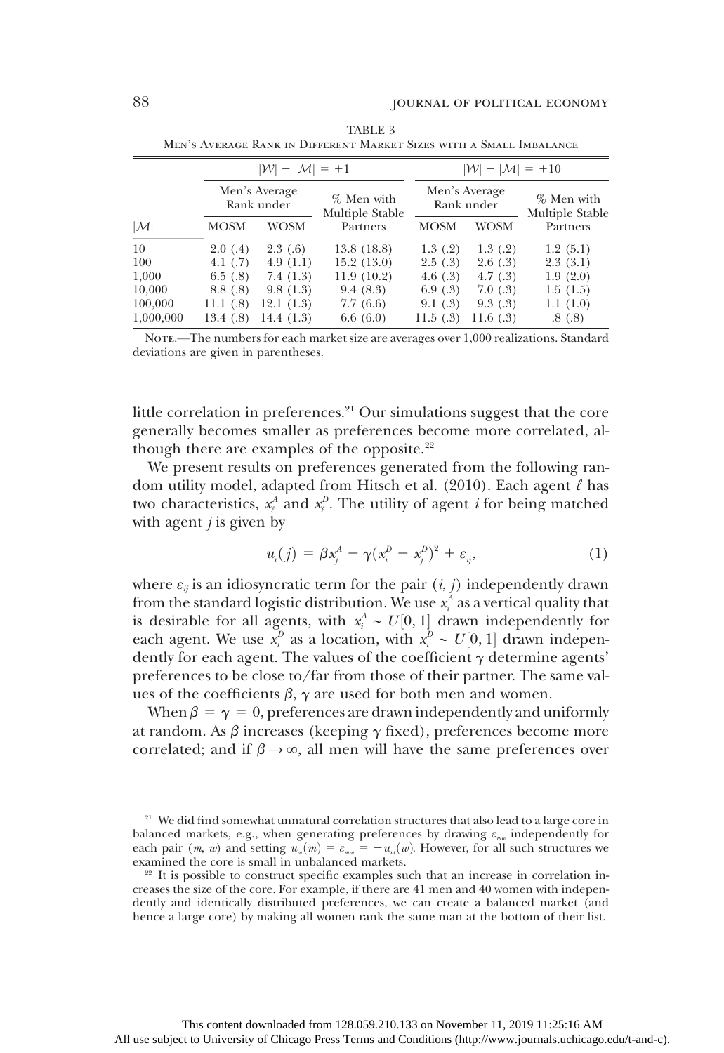TABLE 3

Men's Average Rank in Different Market Sizes with a Small Imbalance

| | $\lvert\mathcal{W}\rvert - \lvert\mathcal{M}\rvert = +1$ | | | $\lvert\mathcal{W}\rvert - \lvert\mathcal{M}\rvert = +10$ | | |
|---|---|---|---|---|---|---|
| | Men's Average Rank under | | % Men with Multiple Stable Partners | Men's Average Rank under | | % Men with Multiple Stable Partners |
| $\lvert\mathcal{M}\rvert$ | MOSM | WOSM | | MOSM | WOSM | |
| 10 | 2.0 (.4) | 2.3 (.6) | 13.8 (18.8) | 1.3 (.2) | 1.3 (.2) | 1.2 (5.1) |
| 100 | 4.1 (.7) | 4.9 (1.1) | 15.2 (13.0) | 2.5 (.3) | 2.6 (.3) | 2.3 (3.1) |
| 1,000 | 6.5 (.8) | 7.4 (1.3) | 11.9 (10.2) | 4.6 (.3) | 4.7 (.3) | 1.9 (2.0) |
| 10,000 | 8.8 (.8) | 9.8 (1.3) | 9.4 (8.3) | 6.9 (.3) | 7.0 (.3) | 1.5 (1.5) |
| 100,000 | 11.1 (.8) | 12.1 (1.3) | 7.7 (6.6) | 9.1 (.3) | 9.3 (.3) | 1.1 (1.0) |
| 1,000,000 | 13.4 (.8) | 14.4 (1.3) | 6.6 (6.0) | 11.5 (.3) | 11.6 (.3) | .8 (.8) |

Note.—The numbers for each market size are averages over 1,000 realizations. Standard deviations are given in parentheses.

little correlation in preferences.[21] Our simulations suggest that the core generally becomes smaller as preferences become more correlated, although there are examples of the opposite.[22]

We present results on preferences generated from the following random utility model, adapted from Hitsch et al. (2010). Each agent $\ell$ has two characteristics, $x_\ell^A$ and $x_\ell^D$. The utility of agent $i$ for being matched with agent $j$ is given by

$$u_i(j) = \beta x_j^A - \gamma(x_i^D - x_j^D)^2 + \varepsilon_{ij}, \tag{1}$$

where $\varepsilon_{ij}$ is an idiosyncratic term for the pair $(i, j)$ independently drawn from the standard logistic distribution. We use $x_i^A$ as a vertical quality that is desirable for all agents, with $x_i^A \sim U[0, 1]$ drawn independently for each agent. We use $x_i^D$ as a location, with $x_i^D \sim U[0, 1]$ drawn independently for each agent. The values of the coefficient $\gamma$ determine agents' preferences to be close to/far from those of their partner. The same values of the coefficients $\beta$, $\gamma$ are used for both men and women.

When $\beta = \gamma = 0$, preferences are drawn independently and uniformly at random. As $\beta$ increases (keeping $\gamma$ fixed), preferences become more correlated; and if $\beta \to \infty$, all men will have the same preferences over

[21] We did find somewhat unnatural correlation structures that also lead to a large core in balanced markets, e.g., when generating preferences by drawing $\varepsilon_{mw}$ independently for each pair $(m, w)$ and setting $u_w(m) = \varepsilon_{mw} = -u_m(w)$. However, for all such structures we examined the core is small in unbalanced markets.

[22] It is possible to construct specific examples such that an increase in correlation increases the size of the core. For example, if there are 41 men and 40 women with independently and identically distributed preferences, we can create a balanced market (and hence a large core) by making all women rank the same man at the bottom of their list.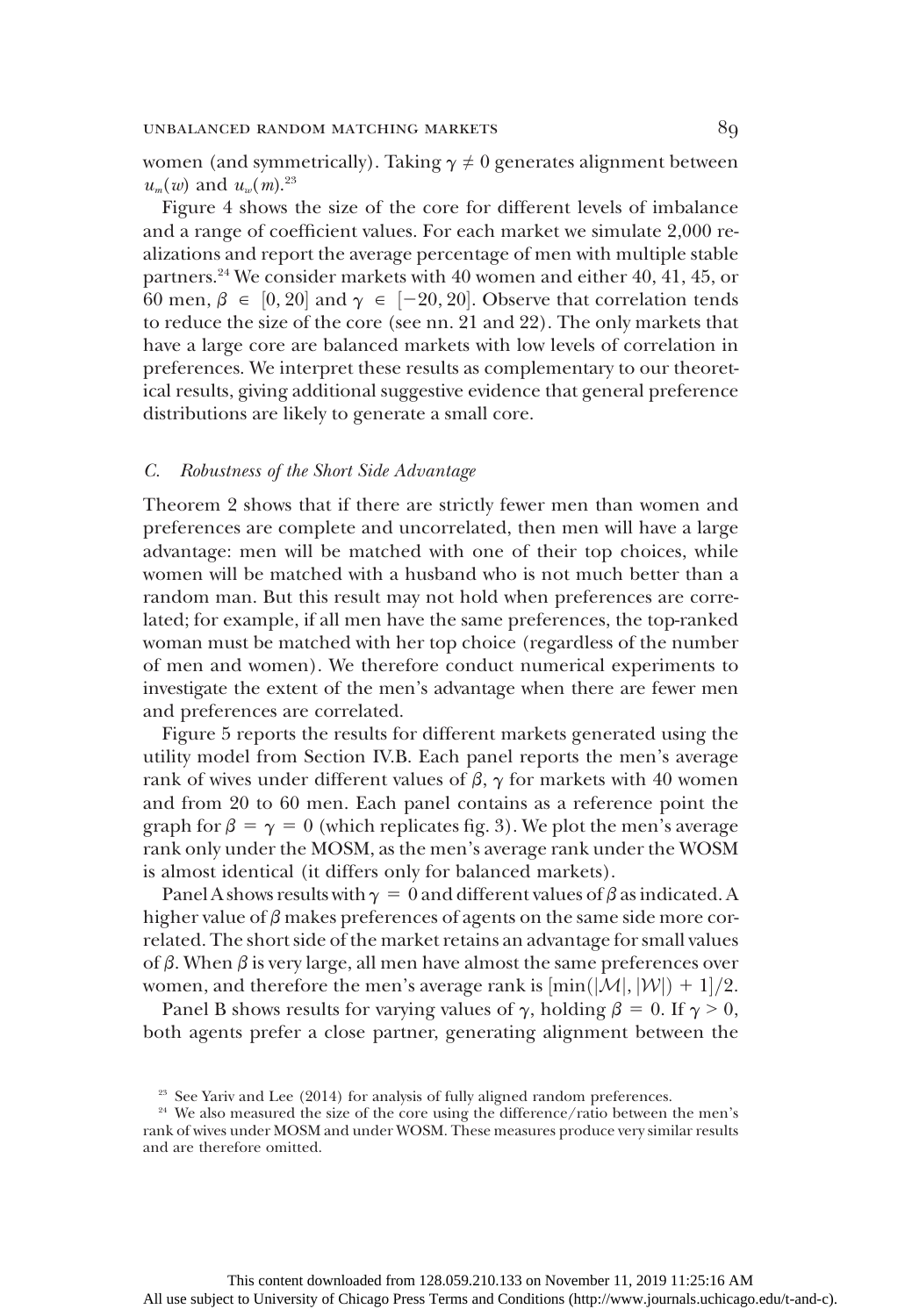women (and symmetrically). Taking $\gamma \neq 0$ generates alignment between $u_m(w)$ and $u_w(m)$.[23]

Figure 4 shows the size of the core for different levels of imbalance and a range of coefficient values. For each market we simulate 2,000 realizations and report the average percentage of men with multiple stable partners.[24] We consider markets with 40 women and either 40, 41, 45, or 60 men, $\beta \in [0, 20]$ and $\gamma \in [-20, 20]$. Observe that correlation tends to reduce the size of the core (see nn. 21 and 22). The only markets that have a large core are balanced markets with low levels of correlation in preferences. We interpret these results as complementary to our theoretical results, giving additional suggestive evidence that general preference distributions are likely to generate a small core.

### C. *Robustness of the Short Side Advantage*

Theorem 2 shows that if there are strictly fewer men than women and preferences are complete and uncorrelated, then men will have a large advantage: men will be matched with one of their top choices, while women will be matched with a husband who is not much better than a random man. But this result may not hold when preferences are correlated; for example, if all men have the same preferences, the top-ranked woman must be matched with her top choice (regardless of the number of men and women). We therefore conduct numerical experiments to investigate the extent of the men's advantage when there are fewer men and preferences are correlated.

Figure 5 reports the results for different markets generated using the utility model from Section IV.B. Each panel reports the men's average rank of wives under different values of $\beta$, $\gamma$ for markets with 40 women and from 20 to 60 men. Each panel contains as a reference point the graph for $\beta = \gamma = 0$ (which replicates fig. 3). We plot the men's average rank only under the MOSM, as the men's average rank under the WOSM is almost identical (it differs only for balanced markets).

Panel A shows results with $\gamma = 0$ and different values of $\beta$ as indicated. A higher value of $\beta$ makes preferences of agents on the same side more correlated. The short side of the market retains an advantage for small values of $\beta$. When $\beta$ is very large, all men have almost the same preferences over women, and therefore the men's average rank is $[\min(|\mathcal{M}|, |\mathcal{W}|) + 1]/2$.

Panel B shows results for varying values of $\gamma$, holding $\beta = 0$. If $\gamma > 0$, both agents prefer a close partner, generating alignment between the

[23] See Yariv and Lee (2014) for analysis of fully aligned random preferences.

[24] We also measured the size of the core using the difference/ratio between the men's rank of wives under MOSM and under WOSM. These measures produce very similar results and are therefore omitted.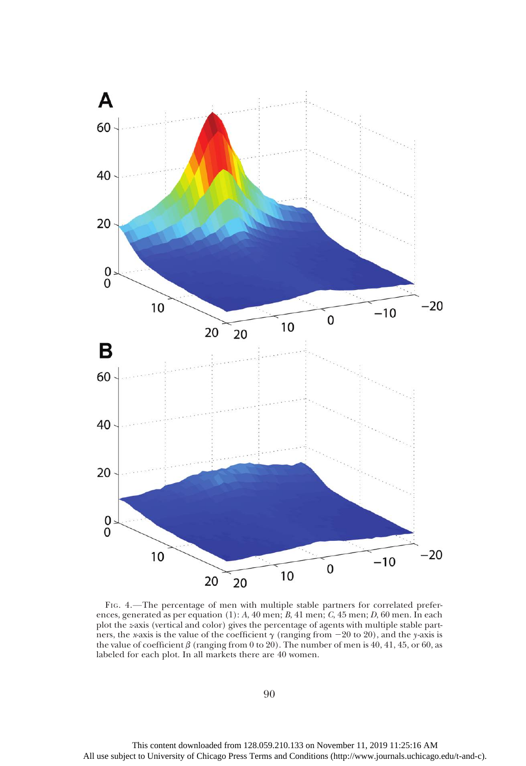Fig. 4.—The percentage of men with multiple stable partners for correlated preferences, generated as per equation (1): *A*, 40 men; *B*, 41 men; *C*, 45 men; *D*, 60 men. In each plot the *z*-axis (vertical and color) gives the percentage of agents with multiple stable partners, the *x*-axis is the value of the coefficient $\gamma$ (ranging from $-20$ to 20), and the *y*-axis is the value of coefficient $\beta$ (ranging from 0 to 20). The number of men is 40, 41, 45, or 60, as labeled for each plot. In all markets there are 40 women.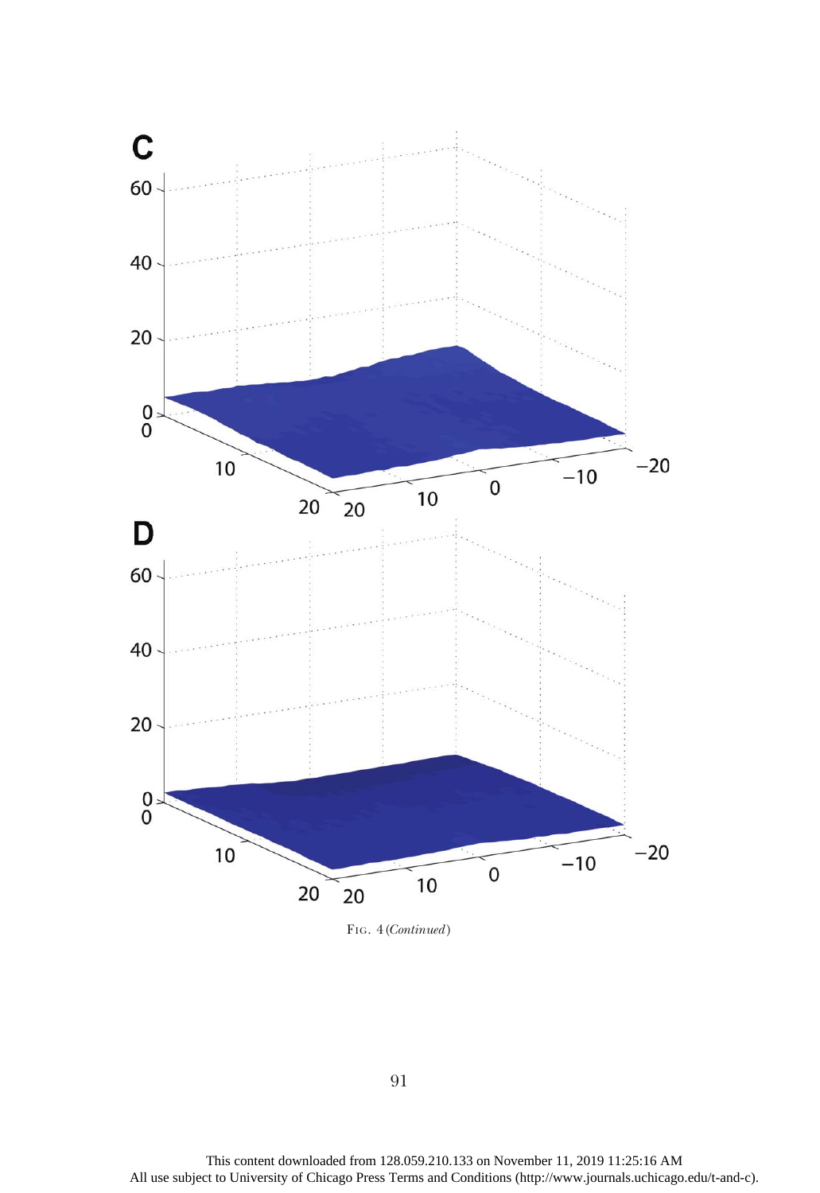Fig. 4 (*Continued*)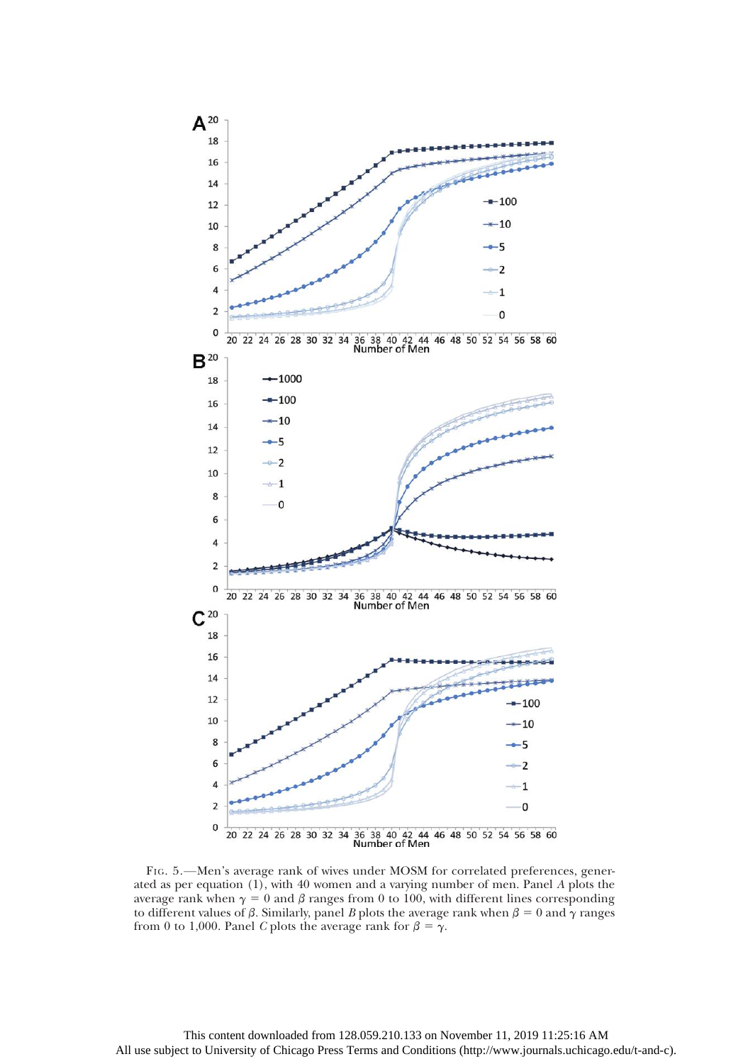Fig. 5.—Men's average rank of wives under MOSM for correlated preferences, generated as per equation (1), with 40 women and a varying number of men. Panel *A* plots the average rank when $\gamma = 0$ and $\beta$ ranges from 0 to 100, with different lines corresponding to different values of $\beta$. Similarly, panel *B* plots the average rank when $\beta = 0$ and $\gamma$ ranges from 0 to 1,000. Panel *C* plots the average rank for $\beta = \gamma$.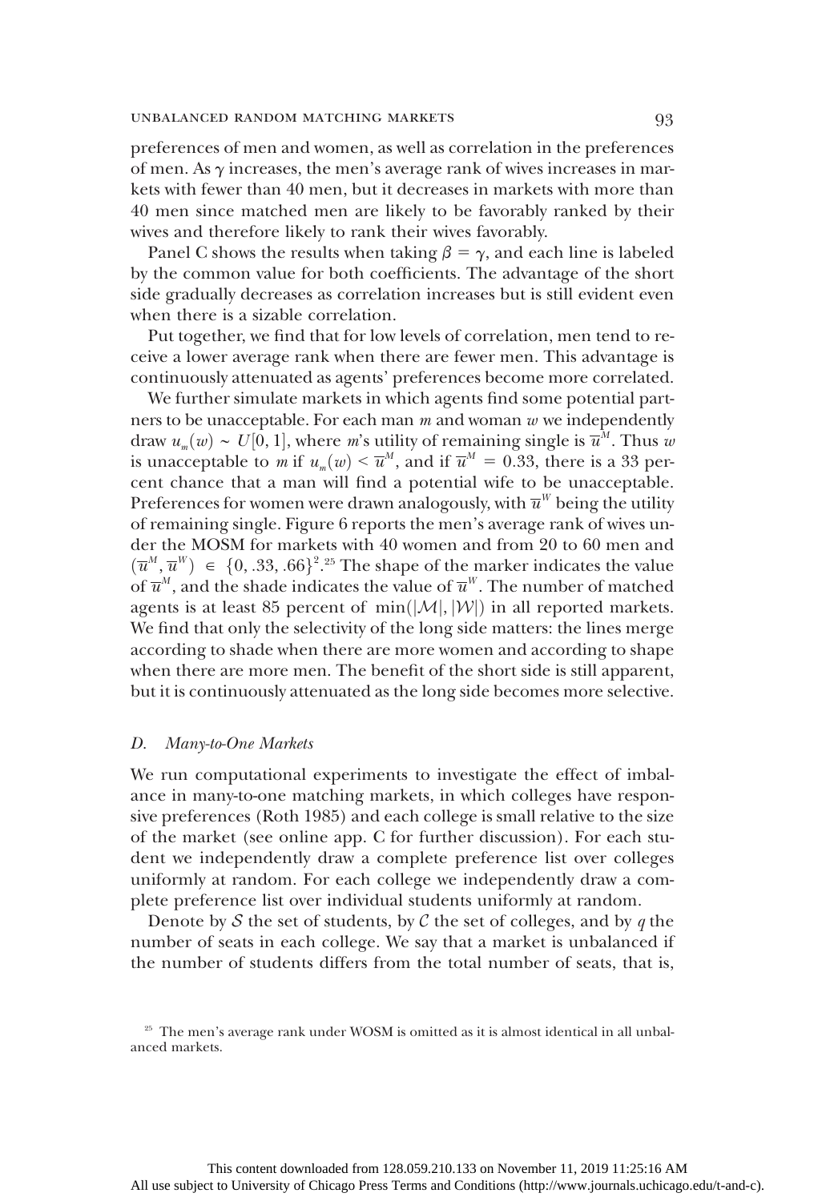preferences of men and women, as well as correlation in the preferences of men. As $\gamma$ increases, the men's average rank of wives increases in markets with fewer than 40 men, but it decreases in markets with more than 40 men since matched men are likely to be favorably ranked by their wives and therefore likely to rank their wives favorably.

Panel C shows the results when taking $\beta = \gamma$, and each line is labeled by the common value for both coefficients. The advantage of the short side gradually decreases as correlation increases but is still evident even when there is a sizable correlation.

Put together, we find that for low levels of correlation, men tend to receive a lower average rank when there are fewer men. This advantage is continuously attenuated as agents' preferences become more correlated.

We further simulate markets in which agents find some potential partners to be unacceptable. For each man $m$ and woman $w$ we independently draw $u_m(w) \sim U[0, 1]$, where $m$'s utility of remaining single is $\overline{u}^M$. Thus $w$ is unacceptable to $m$ if $u_m(w) < \overline{u}^M$, and if $\overline{u}^M = 0.33$, there is a 33 percent chance that a man will find a potential wife to be unacceptable. Preferences for women were drawn analogously, with $\overline{u}^W$ being the utility of remaining single. Figure 6 reports the men's average rank of wives under the MOSM for markets with 40 women and from 20 to 60 men and $(\overline{u}^M, \overline{u}^W) \in \{0, .33, .66\}^2$.[25] The shape of the marker indicates the value of $\overline{u}^M$, and the shade indicates the value of $\overline{u}^W$. The number of matched agents is at least 85 percent of $\min(|\mathcal{M}|, |\mathcal{W}|)$ in all reported markets. We find that only the selectivity of the long side matters: the lines merge according to shade when there are more women and according to shape when there are more men. The benefit of the short side is still apparent, but it is continuously attenuated as the long side becomes more selective.

### D. *Many-to-One Markets*

We run computational experiments to investigate the effect of imbalance in many-to-one matching markets, in which colleges have responsive preferences (Roth 1985) and each college is small relative to the size of the market (see online app. C for further discussion). For each student we independently draw a complete preference list over colleges uniformly at random. For each college we independently draw a complete preference list over individual students uniformly at random.

Denote by $\mathcal{S}$ the set of students, by $\mathcal{C}$ the set of colleges, and by $q$ the number of seats in each college. We say that a market is unbalanced if the number of students differs from the total number of seats, that is,

[25] The men's average rank under WOSM is omitted as it is almost identical in all unbalanced markets.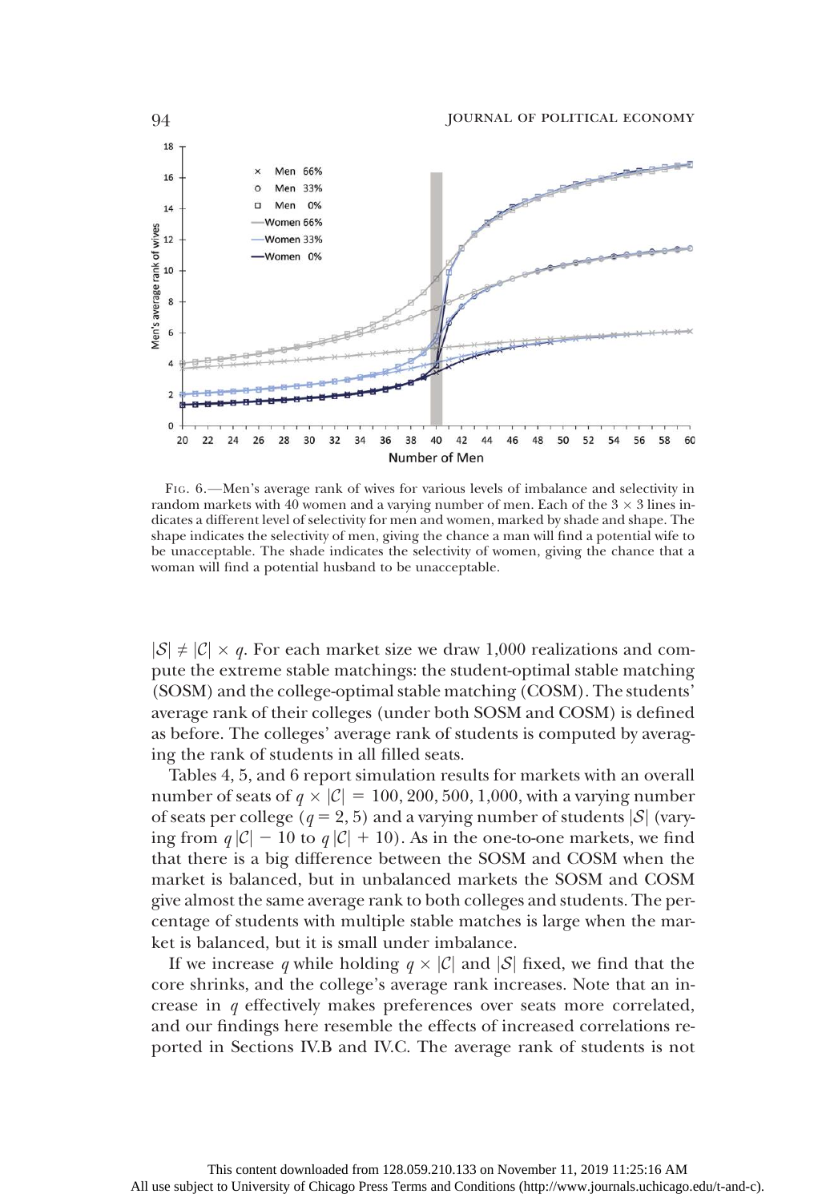FIG. 6.—Men's average rank of wives for various levels of imbalance and selectivity in random markets with 40 women and a varying number of men. Each of the $3 \times 3$ lines indicates a different level of selectivity for men and women, marked by shade and shape. The shape indicates the selectivity of men, giving the chance a man will find a potential wife to be unacceptable. The shade indicates the selectivity of women, giving the chance that a woman will find a potential husband to be unacceptable.

$|\mathcal{S}| \neq |\mathcal{C}| \times q$. For each market size we draw 1,000 realizations and compute the extreme stable matchings: the student-optimal stable matching (SOSM) and the college-optimal stable matching (COSM). The students' average rank of their colleges (under both SOSM and COSM) is defined as before. The colleges' average rank of students is computed by averaging the rank of students in all filled seats.

Tables 4, 5, and 6 report simulation results for markets with an overall number of seats of $q \times |\mathcal{C}| = 100, 200, 500, 1{,}000$, with a varying number of seats per college ($q = 2, 5$) and a varying number of students $|\mathcal{S}|$ (varying from $q|\mathcal{C}| - 10$ to $q|\mathcal{C}| + 10$). As in the one-to-one markets, we find that there is a big difference between the SOSM and COSM when the market is balanced, but in unbalanced markets the SOSM and COSM give almost the same average rank to both colleges and students. The percentage of students with multiple stable matches is large when the market is balanced, but it is small under imbalance.

If we increase $q$ while holding $q \times |\mathcal{C}|$ and $|\mathcal{S}|$ fixed, we find that the core shrinks, and the college's average rank increases. Note that an increase in $q$ effectively makes preferences over seats more correlated, and our findings here resemble the effects of increased correlations reported in Sections IV.B and IV.C. The average rank of students is not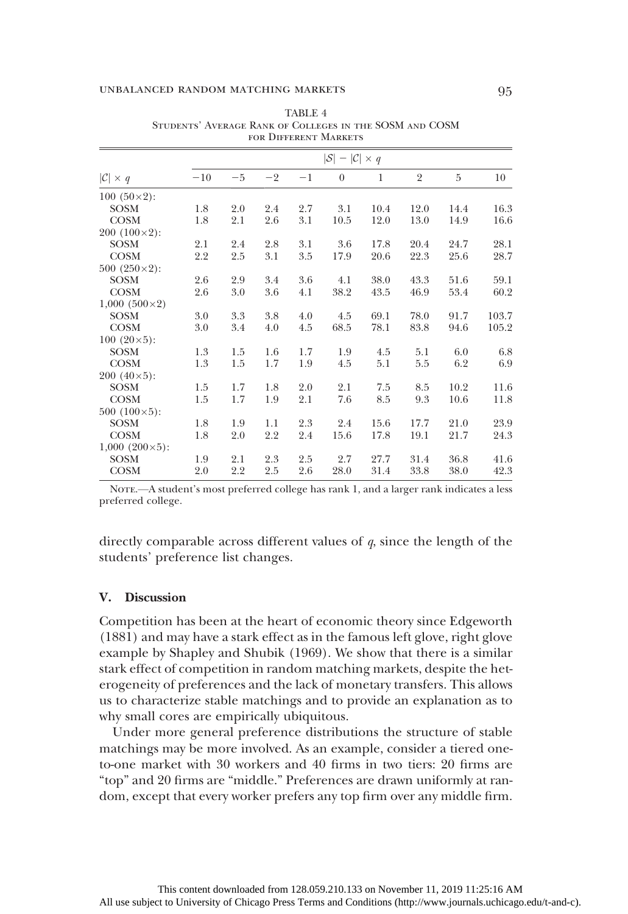TABLE 4

Students' Average Rank of Colleges in the SOSM and COSM for Different Markets

| $\lvert\mathcal{C}\rvert \times q$ | $\lvert\mathcal{S}\rvert - \lvert\mathcal{C}\rvert \times q$ | | | | | | | | |
|---|---|---|---|---|---|---|---|---|---|
| | −10 | −5 | −2 | −1 | 0 | 1 | 2 | 5 | 10 |
| 100 (50×2): | | | | | | | | | |
| SOSM | 1.8 | 2.0 | 2.4 | 2.7 | 3.1 | 10.4 | 12.0 | 14.4 | 16.3 |
| COSM | 1.8 | 2.1 | 2.6 | 3.1 | 10.5 | 12.0 | 13.0 | 14.9 | 16.6 |
| 200 (100×2): | | | | | | | | | |
| SOSM | 2.1 | 2.4 | 2.8 | 3.1 | 3.6 | 17.8 | 20.4 | 24.7 | 28.1 |
| COSM | 2.2 | 2.5 | 3.1 | 3.5 | 17.9 | 20.6 | 22.3 | 25.6 | 28.7 |
| 500 (250×2): | | | | | | | | | |
| SOSM | 2.6 | 2.9 | 3.4 | 3.6 | 4.1 | 38.0 | 43.3 | 51.6 | 59.1 |
| COSM | 2.6 | 3.0 | 3.6 | 4.1 | 38.2 | 43.5 | 46.9 | 53.4 | 60.2 |
| 1,000 (500×2) | | | | | | | | | |
| SOSM | 3.0 | 3.3 | 3.8 | 4.0 | 4.5 | 69.1 | 78.0 | 91.7 | 103.7 |
| COSM | 3.0 | 3.4 | 4.0 | 4.5 | 68.5 | 78.1 | 83.8 | 94.6 | 105.2 |
| 100 (20×5): | | | | | | | | | |
| SOSM | 1.3 | 1.5 | 1.6 | 1.7 | 1.9 | 4.5 | 5.1 | 6.0 | 6.8 |
| COSM | 1.3 | 1.5 | 1.7 | 1.9 | 4.5 | 5.1 | 5.5 | 6.2 | 6.9 |
| 200 (40×5): | | | | | | | | | |
| SOSM | 1.5 | 1.7 | 1.8 | 2.0 | 2.1 | 7.5 | 8.5 | 10.2 | 11.6 |
| COSM | 1.5 | 1.7 | 1.9 | 2.1 | 7.6 | 8.5 | 9.3 | 10.6 | 11.8 |
| 500 (100×5): | | | | | | | | | |
| SOSM | 1.8 | 1.9 | 1.1 | 2.3 | 2.4 | 15.6 | 17.7 | 21.0 | 23.9 |
| COSM | 1.8 | 2.0 | 2.2 | 2.4 | 15.6 | 17.8 | 19.1 | 21.7 | 24.3 |
| 1,000 (200×5): | | | | | | | | | |
| SOSM | 1.9 | 2.1 | 2.3 | 2.5 | 2.7 | 27.7 | 31.4 | 36.8 | 41.6 |
| COSM | 2.0 | 2.2 | 2.5 | 2.6 | 28.0 | 31.4 | 33.8 | 38.0 | 42.3 |

Note.—A student's most preferred college has rank 1, and a larger rank indicates a less preferred college.

directly comparable across different values of $q$, since the length of the students' preference list changes.

## V. Discussion

Competition has been at the heart of economic theory since Edgeworth (1881) and may have a stark effect as in the famous left glove, right glove example by Shapley and Shubik (1969). We show that there is a similar stark effect of competition in random matching markets, despite the heterogeneity of preferences and the lack of monetary transfers. This allows us to characterize stable matchings and to provide an explanation as to why small cores are empirically ubiquitous.

Under more general preference distributions the structure of stable matchings may be more involved. As an example, consider a tiered one-to-one market with 30 workers and 40 firms in two tiers: 20 firms are "top" and 20 firms are "middle." Preferences are drawn uniformly at random, except that every worker prefers any top firm over any middle firm.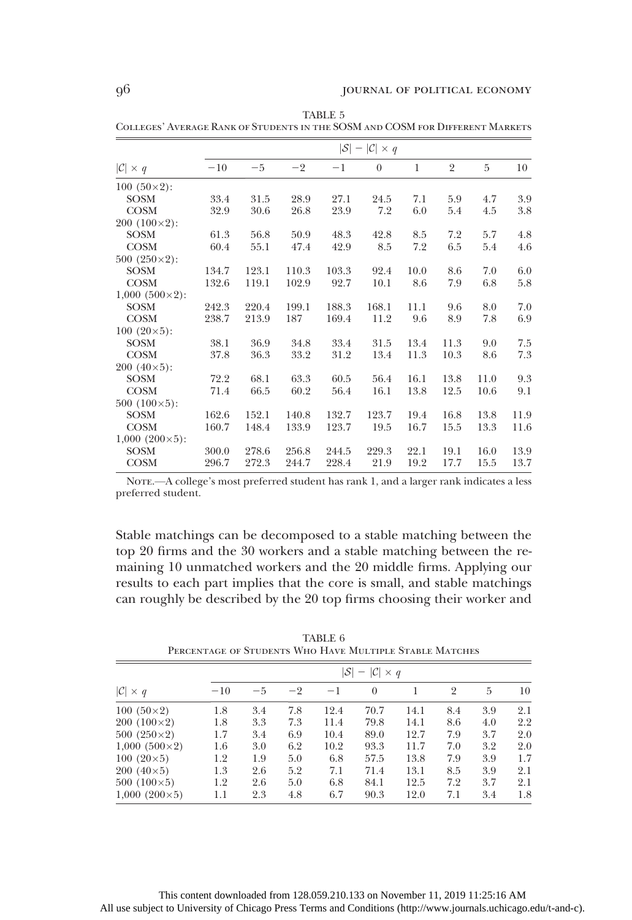TABLE 5

Colleges' Average Rank of Students in the SOSM and COSM for Different Markets

| $\|\mathcal{C}\| \times q$ | $\|\mathcal{S}\| - \|\mathcal{C}\| \times q$ | | | | | | | | |
|---|---|---|---|---|---|---|---|---|---|
| | −10 | −5 | −2 | −1 | 0 | 1 | 2 | 5 | 10 |
| 100 (50×2): | | | | | | | | | |
| SOSM | 33.4 | 31.5 | 28.9 | 27.1 | 24.5 | 7.1 | 5.9 | 4.7 | 3.9 |
| COSM | 32.9 | 30.6 | 26.8 | 23.9 | 7.2 | 6.0 | 5.4 | 4.5 | 3.8 |
| 200 (100×2): | | | | | | | | | |
| SOSM | 61.3 | 56.8 | 50.9 | 48.3 | 42.8 | 8.5 | 7.2 | 5.7 | 4.8 |
| COSM | 60.4 | 55.1 | 47.4 | 42.9 | 8.5 | 7.2 | 6.5 | 5.4 | 4.6 |
| 500 (250×2): | | | | | | | | | |
| SOSM | 134.7 | 123.1 | 110.3 | 103.3 | 92.4 | 10.0 | 8.6 | 7.0 | 6.0 |
| COSM | 132.6 | 119.1 | 102.9 | 92.7 | 10.1 | 8.6 | 7.9 | 6.8 | 5.8 |
| 1,000 (500×2): | | | | | | | | | |
| SOSM | 242.3 | 220.4 | 199.1 | 188.3 | 168.1 | 11.1 | 9.6 | 8.0 | 7.0 |
| COSM | 238.7 | 213.9 | 187 | 169.4 | 11.2 | 9.6 | 8.9 | 7.8 | 6.9 |
| 100 (20×5): | | | | | | | | | |
| SOSM | 38.1 | 36.9 | 34.8 | 33.4 | 31.5 | 13.4 | 11.3 | 9.0 | 7.5 |
| COSM | 37.8 | 36.3 | 33.2 | 31.2 | 13.4 | 11.3 | 10.3 | 8.6 | 7.3 |
| 200 (40×5): | | | | | | | | | |
| SOSM | 72.2 | 68.1 | 63.3 | 60.5 | 56.4 | 16.1 | 13.8 | 11.0 | 9.3 |
| COSM | 71.4 | 66.5 | 60.2 | 56.4 | 16.1 | 13.8 | 12.5 | 10.6 | 9.1 |
| 500 (100×5): | | | | | | | | | |
| SOSM | 162.6 | 152.1 | 140.8 | 132.7 | 123.7 | 19.4 | 16.8 | 13.8 | 11.9 |
| COSM | 160.7 | 148.4 | 133.9 | 123.7 | 19.5 | 16.7 | 15.5 | 13.3 | 11.6 |
| 1,000 (200×5): | | | | | | | | | |
| SOSM | 300.0 | 278.6 | 256.8 | 244.5 | 229.3 | 22.1 | 19.1 | 16.0 | 13.9 |
| COSM | 296.7 | 272.3 | 244.7 | 228.4 | 21.9 | 19.2 | 17.7 | 15.5 | 13.7 |

Note.—A college's most preferred student has rank 1, and a larger rank indicates a less preferred student.

Stable matchings can be decomposed to a stable matching between the top 20 firms and the 30 workers and a stable matching between the remaining 10 unmatched workers and the 20 middle firms. Applying our results to each part implies that the core is small, and stable matchings can roughly be described by the 20 top firms choosing their worker and

TABLE 6

Percentage of Students Who Have Multiple Stable Matches

| $\|\mathcal{C}\| \times q$ | $\|\mathcal{S}\| - \|\mathcal{C}\| \times q$ | | | | | | | | |
|---|---|---|---|---|---|---|---|---|---|
| | −10 | −5 | −2 | −1 | 0 | 1 | 2 | 5 | 10 |
| 100 (50×2) | 1.8 | 3.4 | 7.8 | 12.4 | 70.7 | 14.1 | 8.4 | 3.9 | 2.1 |
| 200 (100×2) | 1.8 | 3.3 | 7.3 | 11.4 | 79.8 | 14.1 | 8.6 | 4.0 | 2.2 |
| 500 (250×2) | 1.7 | 3.4 | 6.9 | 10.4 | 89.0 | 12.7 | 7.9 | 3.7 | 2.0 |
| 1,000 (500×2) | 1.6 | 3.0 | 6.2 | 10.2 | 93.3 | 11.7 | 7.0 | 3.2 | 2.0 |
| 100 (20×5) | 1.2 | 1.9 | 5.0 | 6.8 | 57.5 | 13.8 | 7.9 | 3.9 | 1.7 |
| 200 (40×5) | 1.3 | 2.6 | 5.2 | 7.1 | 71.4 | 13.1 | 8.5 | 3.9 | 2.1 |
| 500 (100×5) | 1.2 | 2.6 | 5.0 | 6.8 | 84.1 | 12.5 | 7.2 | 3.7 | 2.1 |
| 1,000 (200×5) | 1.1 | 2.3 | 4.8 | 6.7 | 90.3 | 12.0 | 7.1 | 3.4 | 1.8 |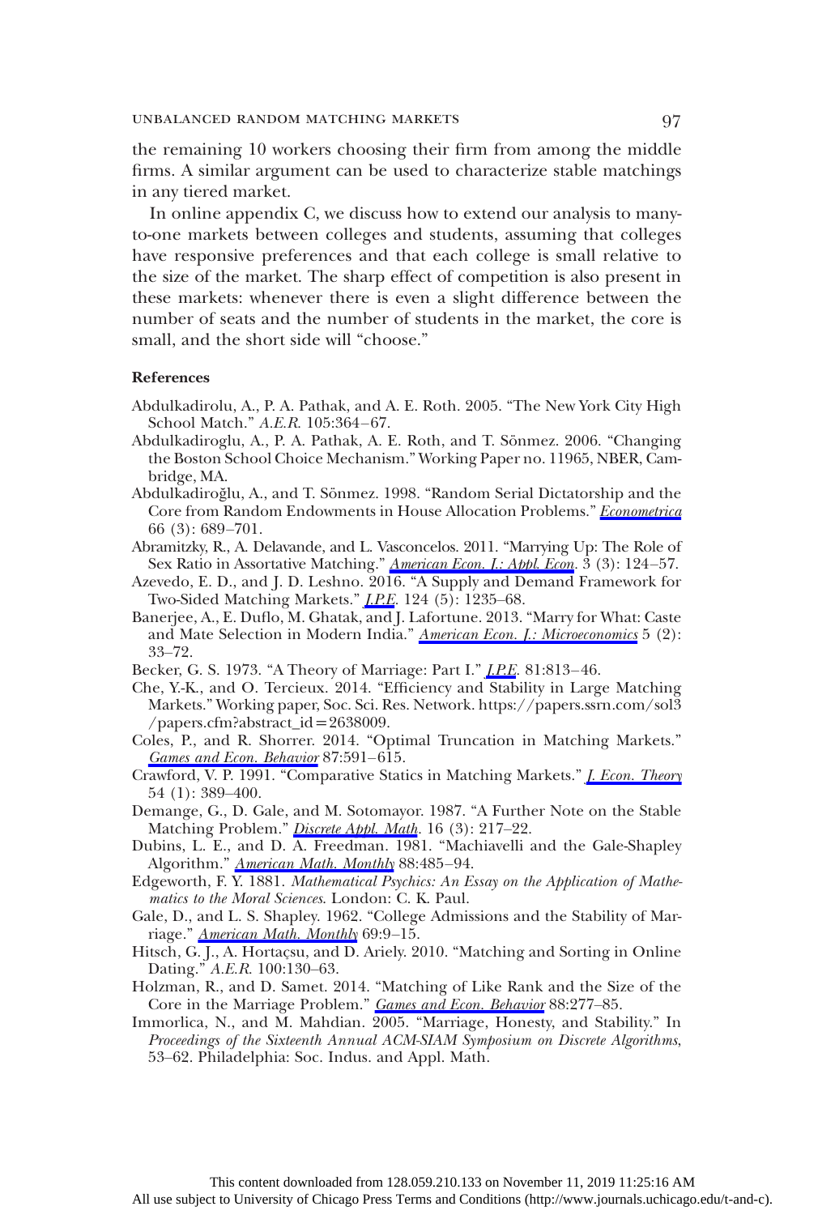the remaining 10 workers choosing their firm from among the middle firms. A similar argument can be used to characterize stable matchings in any tiered market.

In online appendix C, we discuss how to extend our analysis to many-to-one markets between colleges and students, assuming that colleges have responsive preferences and that each college is small relative to the size of the market. The sharp effect of competition is also present in these markets: whenever there is even a slight difference between the number of seats and the number of students in the market, the core is small, and the short side will "choose."

**References**

Abdulkadirolu, A., P. A. Pathak, and A. E. Roth. 2005. "The New York City High School Match." *A.E.R.* 105:364–67.

Abdulkadiroglu, A., P. A. Pathak, A. E. Roth, and T. Sönmez. 2006. "Changing the Boston School Choice Mechanism." Working Paper no. 11965, NBER, Cambridge, MA.

Abdulkadiroğlu, A., and T. Sönmez. 1998. "Random Serial Dictatorship and the Core from Random Endowments in House Allocation Problems." *Econometrica* 66 (3): 689–701.

Abramitzky, R., A. Delavande, and L. Vasconcelos. 2011. "Marrying Up: The Role of Sex Ratio in Assortative Matching." *American Econ. J.: Appl. Econ.* 3 (3): 124–57.

Azevedo, E. D., and J. D. Leshno. 2016. "A Supply and Demand Framework for Two-Sided Matching Markets." *J.P.E.* 124 (5): 1235–68.

Banerjee, A., E. Duflo, M. Ghatak, and J. Lafortune. 2013. "Marry for What: Caste and Mate Selection in Modern India." *American Econ. J.: Microeconomics* 5 (2): 33–72.

Becker, G. S. 1973. "A Theory of Marriage: Part I." *J.P.E.* 81:813–46.

Che, Y.-K., and O. Tercieux. 2014. "Efficiency and Stability in Large Matching Markets." Working paper, Soc. Sci. Res. Network. https://papers.ssrn.com/sol3/papers.cfm?abstract_id=2638009.

Coles, P., and R. Shorrer. 2014. "Optimal Truncation in Matching Markets." *Games and Econ. Behavior* 87:591–615.

Crawford, V. P. 1991. "Comparative Statics in Matching Markets." *J. Econ. Theory* 54 (1): 389–400.

Demange, G., D. Gale, and M. Sotomayor. 1987. "A Further Note on the Stable Matching Problem." *Discrete Appl. Math.* 16 (3): 217–22.

Dubins, L. E., and D. A. Freedman. 1981. "Machiavelli and the Gale-Shapley Algorithm." *American Math. Monthly* 88:485–94.

Edgeworth, F. Y. 1881. *Mathematical Psychics: An Essay on the Application of Mathematics to the Moral Sciences*. London: C. K. Paul.

Gale, D., and L. S. Shapley. 1962. "College Admissions and the Stability of Marriage." *American Math. Monthly* 69:9–15.

Hitsch, G. J., A. Hortaçsu, and D. Ariely. 2010. "Matching and Sorting in Online Dating." *A.E.R.* 100:130–63.

Holzman, R., and D. Samet. 2014. "Matching of Like Rank and the Size of the Core in the Marriage Problem." *Games and Econ. Behavior* 88:277–85.

Immorlica, N., and M. Mahdian. 2005. "Marriage, Honesty, and Stability." In *Proceedings of the Sixteenth Annual ACM-SIAM Symposium on Discrete Algorithms*, 53–62. Philadelphia: Soc. Indus. and Appl. Math.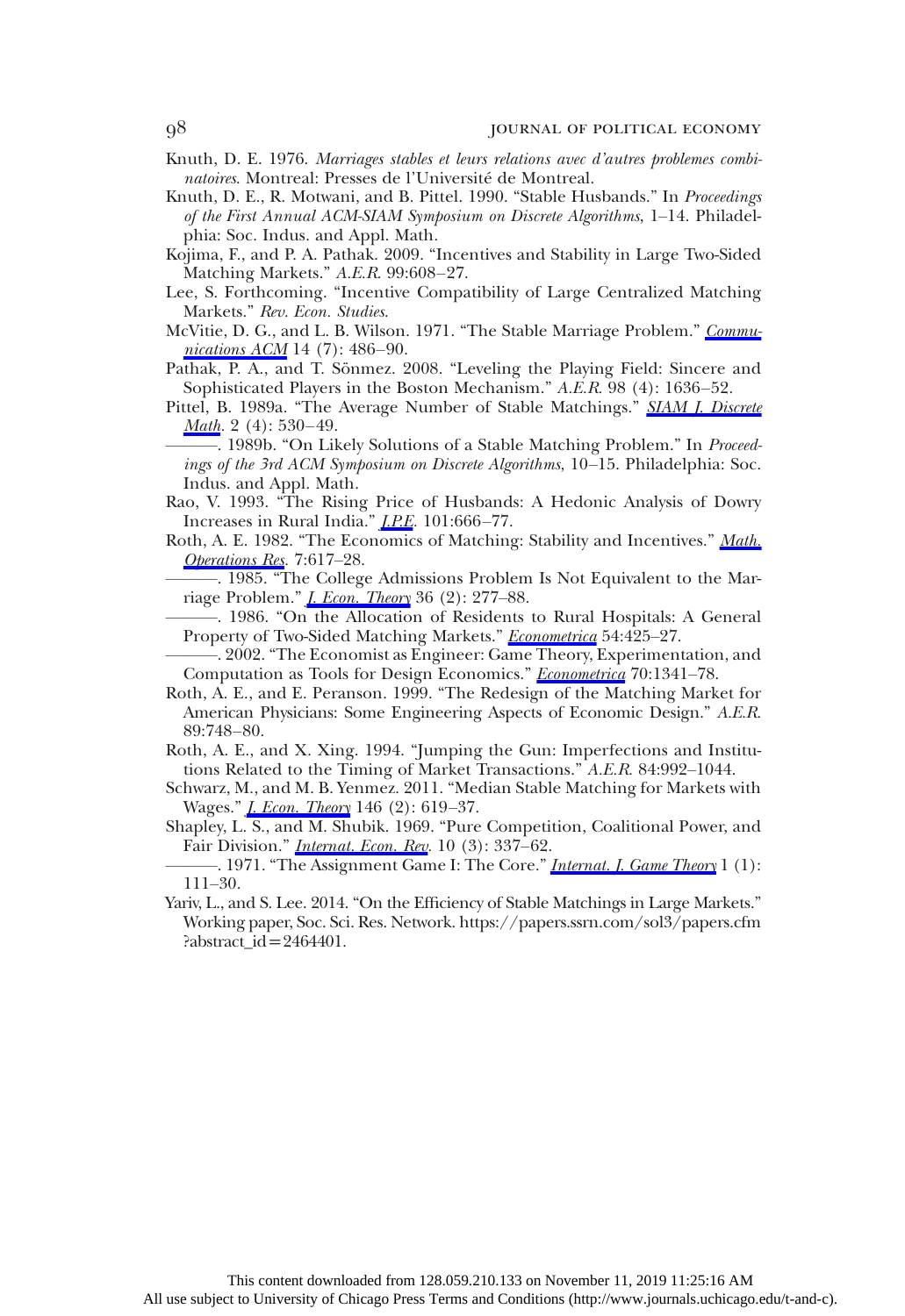Knuth, D. E. 1976. *Marriages stables et leurs relations avec d'autres problemes combinatoires*. Montreal: Presses de l'Université de Montreal.

Knuth, D. E., R. Motwani, and B. Pittel. 1990. "Stable Husbands." In *Proceedings of the First Annual ACM-SIAM Symposium on Discrete Algorithms*, 1–14. Philadelphia: Soc. Indus. and Appl. Math.

Kojima, F., and P. A. Pathak. 2009. "Incentives and Stability in Large Two-Sided Matching Markets." *A.E.R.* 99:608–27.

Lee, S. Forthcoming. "Incentive Compatibility of Large Centralized Matching Markets." *Rev. Econ. Studies*.

McVitie, D. G., and L. B. Wilson. 1971. "The Stable Marriage Problem." *Communications ACM* 14 (7): 486–90.

Pathak, P. A., and T. Sönmez. 2008. "Leveling the Playing Field: Sincere and Sophisticated Players in the Boston Mechanism." *A.E.R.* 98 (4): 1636–52.

Pittel, B. 1989a. "The Average Number of Stable Matchings." *SIAM J. Discrete Math*. 2 (4): 530–49.

———. 1989b. "On Likely Solutions of a Stable Matching Problem." In *Proceedings of the 3rd ACM Symposium on Discrete Algorithms*, 10–15. Philadelphia: Soc. Indus. and Appl. Math.

Rao, V. 1993. "The Rising Price of Husbands: A Hedonic Analysis of Dowry Increases in Rural India." *J.P.E.* 101:666–77.

Roth, A. E. 1982. "The Economics of Matching: Stability and Incentives." *Math. Operations Res*. 7:617–28.

———. 1985. "The College Admissions Problem Is Not Equivalent to the Marriage Problem." *J. Econ. Theory* 36 (2): 277–88.

———. 1986. "On the Allocation of Residents to Rural Hospitals: A General Property of Two-Sided Matching Markets." *Econometrica* 54:425–27.

———. 2002. "The Economist as Engineer: Game Theory, Experimentation, and Computation as Tools for Design Economics." *Econometrica* 70:1341–78.

Roth, A. E., and E. Peranson. 1999. "The Redesign of the Matching Market for American Physicians: Some Engineering Aspects of Economic Design." *A.E.R.* 89:748–80.

Roth, A. E., and X. Xing. 1994. "Jumping the Gun: Imperfections and Institutions Related to the Timing of Market Transactions." *A.E.R.* 84:992–1044.

Schwarz, M., and M. B. Yenmez. 2011. "Median Stable Matching for Markets with Wages." *J. Econ. Theory* 146 (2): 619–37.

Shapley, L. S., and M. Shubik. 1969. "Pure Competition, Coalitional Power, and Fair Division." *Internat. Econ. Rev*. 10 (3): 337–62.

———. 1971. "The Assignment Game I: The Core." *Internat. J. Game Theory* 1 (1): 111–30.

Yariv, L., and S. Lee. 2014. "On the Efficiency of Stable Matchings in Large Markets." Working paper, Soc. Sci. Res. Network. https://papers.ssrn.com/sol3/papers.cfm?abstract_id=2464401.